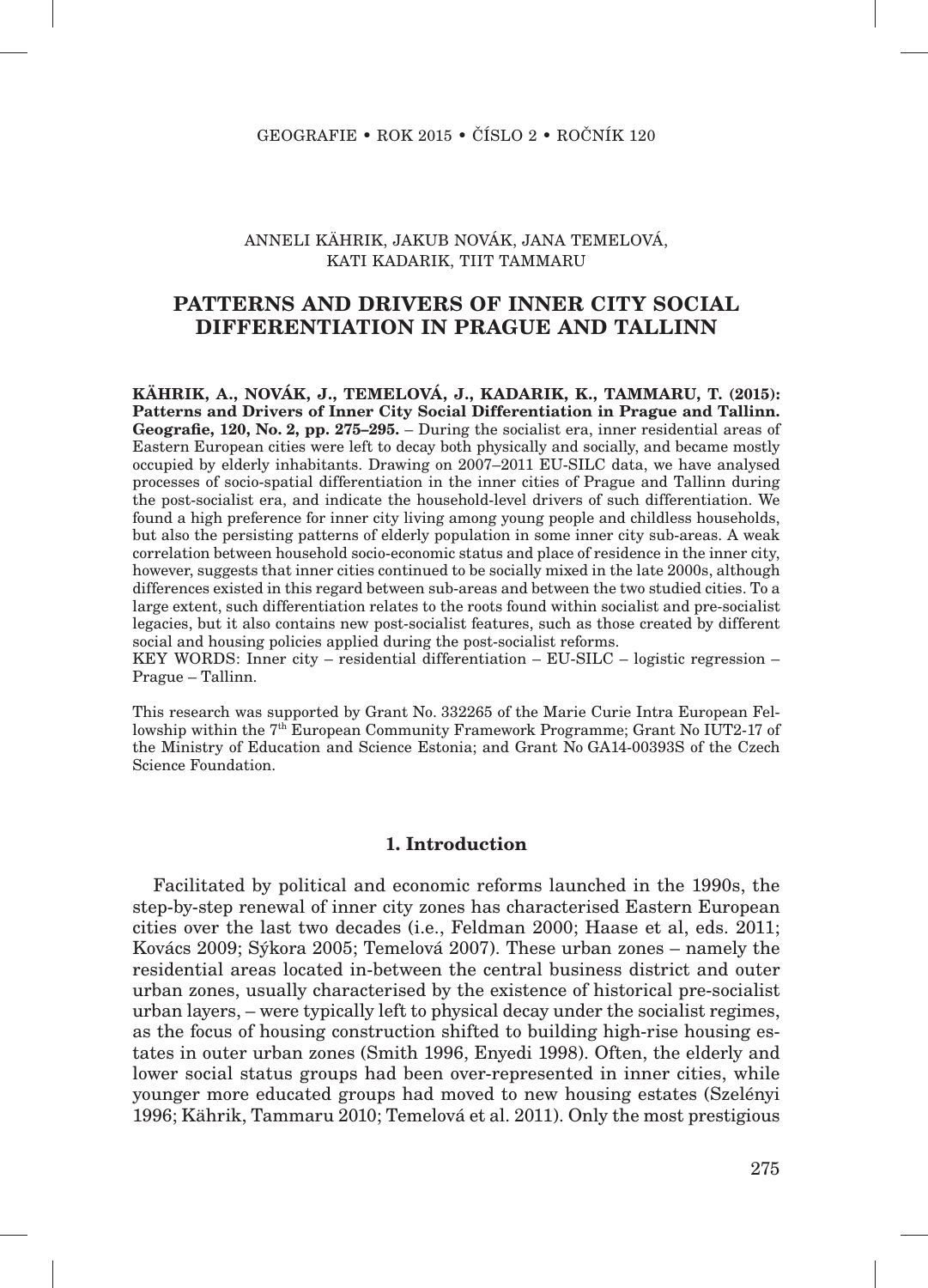ANNELI KÄHRIK, JAKUB NOVÁK, JANA TEMELOVÁ, KATI KADARIK, TIIT TAMMARU

# PATTERNS AND DRIVERS OF INNER CITY SOCIAL DIFFERENTIATION IN PRAGUE AND TALLINN

**KÄHRIK, A., NOVÁK, J., TEMELOVÁ, J., KADARIK, K., TAMMARU, T. (2015): Patterns and Drivers of Inner City Social Differentiation in Prague and Tallinn. Geografie, 120, No. 2, pp. 275–295.** – During the socialist era, inner residential areas of Eastern European cities were left to decay both physically and socially, and became mostly occupied by elderly inhabitants. Drawing on 2007–2011 EU-SILC data, we have analysed processes of socio-spatial differentiation in the inner cities of Prague and Tallinn during the post-socialist era, and indicate the household-level drivers of such differentiation. We found a high preference for inner city living among young people and childless households, but also the persisting patterns of elderly population in some inner city sub-areas. A weak correlation between household socio-economic status and place of residence in the inner city, however, suggests that inner cities continued to be socially mixed in the late 2000s, although differences existed in this regard between sub-areas and between the two studied cities. To a large extent, such differentiation relates to the roots found within socialist and pre-socialist legacies, but it also contains new post-socialist features, such as those created by different social and housing policies applied during the post-socialist reforms.

KEY WORDS: Inner city – residential differentiation – EU-SILC – logistic regression – Prague – Tallinn.

This research was supported by Grant No. 332265 of the Marie Curie Intra European Fellowship within the 7th European Community Framework Programme; Grant No IUT2-17 of the Ministry of Education and Science Estonia; and Grant No GA14-00393S of the Czech Science Foundation.

## 1. Introduction

Facilitated by political and economic reforms launched in the 1990s, the step-by-step renewal of inner city zones has characterised Eastern European cities over the last two decades (i.e., Feldman 2000; Haase et al, eds. 2011; Kovács 2009; Sýkora 2005; Temelová 2007). These urban zones – namely the residential areas located in-between the central business district and outer urban zones, usually characterised by the existence of historical pre-socialist urban layers, – were typically left to physical decay under the socialist regimes, as the focus of housing construction shifted to building high-rise housing estates in outer urban zones (Smith 1996, Enyedi 1998). Often, the elderly and lower social status groups had been over-represented in inner cities, while younger more educated groups had moved to new housing estates (Szelényi 1996; Kährik, Tammaru 2010; Temelová et al. 2011). Only the most prestigious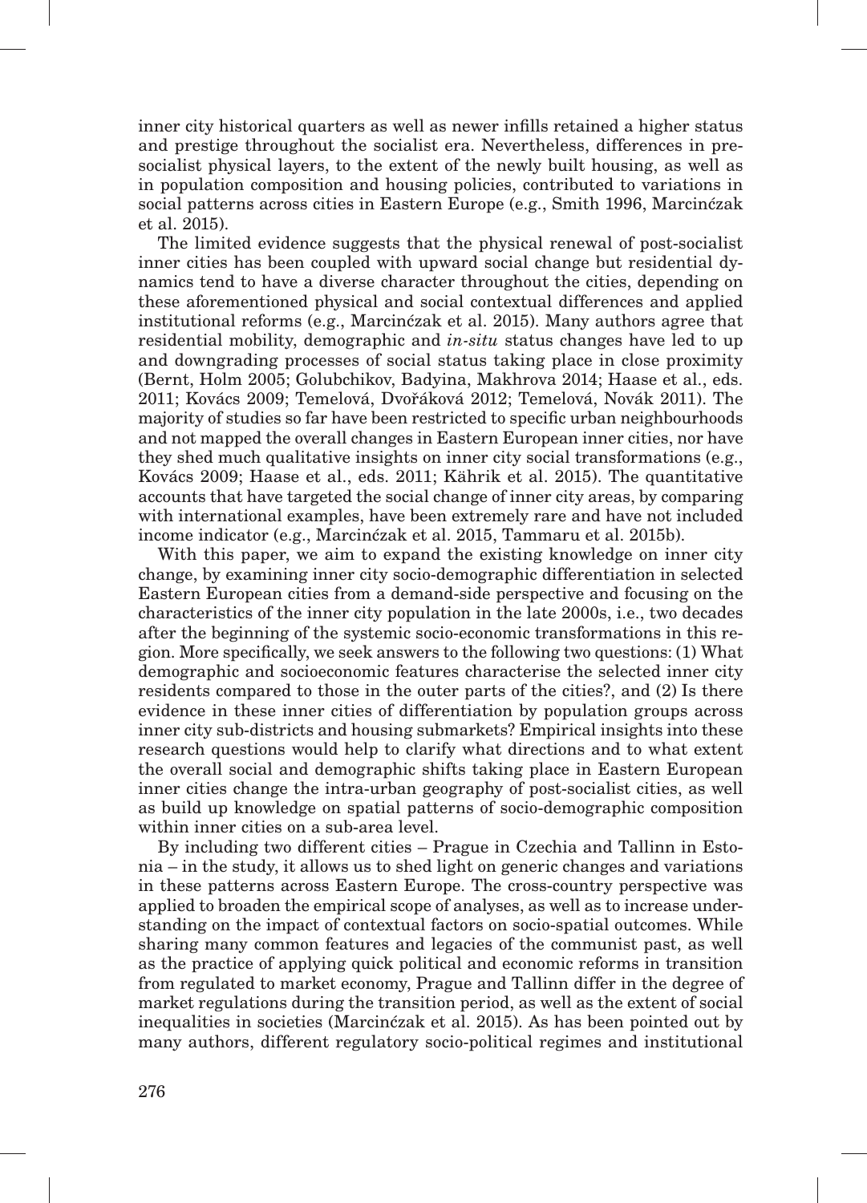inner city historical quarters as well as newer infills retained a higher status and prestige throughout the socialist era. Nevertheless, differences in pre-socialist physical layers, to the extent of the newly built housing, as well as in population composition and housing policies, contributed to variations in social patterns across cities in Eastern Europe (e.g., Smith 1996, Marcińczak et al. 2015).

The limited evidence suggests that the physical renewal of post-socialist inner cities has been coupled with upward social change but residential dynamics tend to have a diverse character throughout the cities, depending on these aforementioned physical and social contextual differences and applied institutional reforms (e.g., Marcińczak et al. 2015). Many authors agree that residential mobility, demographic and *in-situ* status changes have led to up and downgrading processes of social status taking place in close proximity (Bernt, Holm 2005; Golubchikov, Badyina, Makhrova 2014; Haase et al., eds. 2011; Kovács 2009; Temelová, Dvořáková 2012; Temelová, Novák 2011). The majority of studies so far have been restricted to specific urban neighbourhoods and not mapped the overall changes in Eastern European inner cities, nor have they shed much qualitative insights on inner city social transformations (e.g., Kovács 2009; Haase et al., eds. 2011; Kährik et al. 2015). The quantitative accounts that have targeted the social change of inner city areas, by comparing with international examples, have been extremely rare and have not included income indicator (e.g., Marcińczak et al. 2015, Tammaru et al. 2015b).

With this paper, we aim to expand the existing knowledge on inner city change, by examining inner city socio-demographic differentiation in selected Eastern European cities from a demand-side perspective and focusing on the characteristics of the inner city population in the late 2000s, i.e., two decades after the beginning of the systemic socio-economic transformations in this region. More specifically, we seek answers to the following two questions: (1) What demographic and socioeconomic features characterise the selected inner city residents compared to those in the outer parts of the cities?, and (2) Is there evidence in these inner cities of differentiation by population groups across inner city sub-districts and housing submarkets? Empirical insights into these research questions would help to clarify what directions and to what extent the overall social and demographic shifts taking place in Eastern European inner cities change the intra-urban geography of post-socialist cities, as well as build up knowledge on spatial patterns of socio-demographic composition within inner cities on a sub-area level.

By including two different cities – Prague in Czechia and Tallinn in Estonia – in the study, it allows us to shed light on generic changes and variations in these patterns across Eastern Europe. The cross-country perspective was applied to broaden the empirical scope of analyses, as well as to increase understanding on the impact of contextual factors on socio-spatial outcomes. While sharing many common features and legacies of the communist past, as well as the practice of applying quick political and economic reforms in transition from regulated to market economy, Prague and Tallinn differ in the degree of market regulations during the transition period, as well as the extent of social inequalities in societies (Marcińczak et al. 2015). As has been pointed out by many authors, different regulatory socio-political regimes and institutional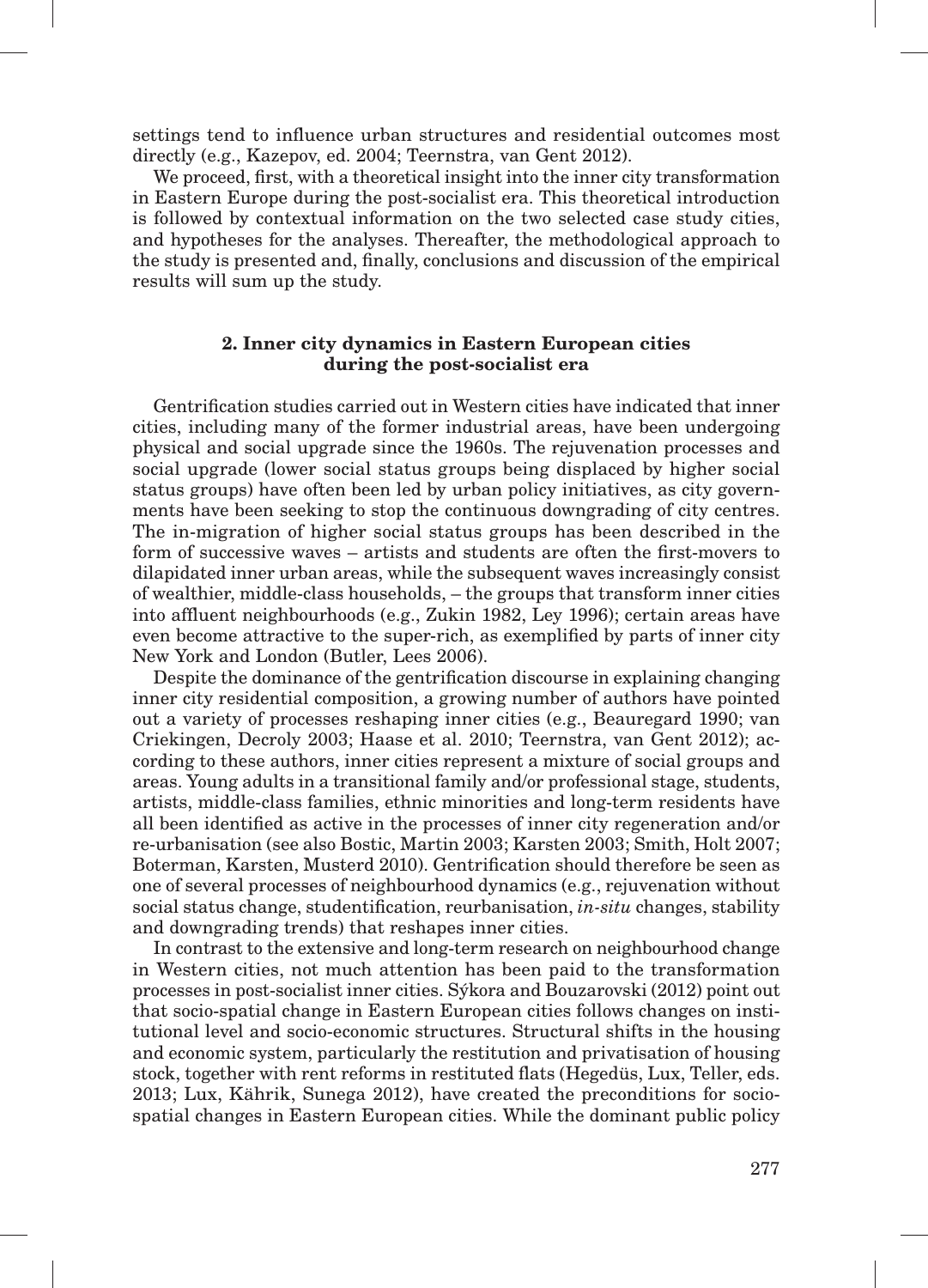settings tend to influence urban structures and residential outcomes most directly (e.g., Kazepov, ed. 2004; Teernstra, van Gent 2012).

We proceed, first, with a theoretical insight into the inner city transformation in Eastern Europe during the post-socialist era. This theoretical introduction is followed by contextual information on the two selected case study cities, and hypotheses for the analyses. Thereafter, the methodological approach to the study is presented and, finally, conclusions and discussion of the empirical results will sum up the study.

## 2. Inner city dynamics in Eastern European cities during the post-socialist era

Gentrification studies carried out in Western cities have indicated that inner cities, including many of the former industrial areas, have been undergoing physical and social upgrade since the 1960s. The rejuvenation processes and social upgrade (lower social status groups being displaced by higher social status groups) have often been led by urban policy initiatives, as city governments have been seeking to stop the continuous downgrading of city centres. The in-migration of higher social status groups has been described in the form of successive waves – artists and students are often the first-movers to dilapidated inner urban areas, while the subsequent waves increasingly consist of wealthier, middle-class households, – the groups that transform inner cities into affluent neighbourhoods (e.g., Zukin 1982, Ley 1996); certain areas have even become attractive to the super-rich, as exemplified by parts of inner city New York and London (Butler, Lees 2006).

Despite the dominance of the gentrification discourse in explaining changing inner city residential composition, a growing number of authors have pointed out a variety of processes reshaping inner cities (e.g., Beauregard 1990; van Criekingen, Decroly 2003; Haase et al. 2010; Teernstra, van Gent 2012); according to these authors, inner cities represent a mixture of social groups and areas. Young adults in a transitional family and/or professional stage, students, artists, middle-class families, ethnic minorities and long-term residents have all been identified as active in the processes of inner city regeneration and/or re-urbanisation (see also Bostic, Martin 2003; Karsten 2003; Smith, Holt 2007; Boterman, Karsten, Musterd 2010). Gentrification should therefore be seen as one of several processes of neighbourhood dynamics (e.g., rejuvenation without social status change, studentification, reurbanisation, *in-situ* changes, stability and downgrading trends) that reshapes inner cities.

In contrast to the extensive and long-term research on neighbourhood change in Western cities, not much attention has been paid to the transformation processes in post-socialist inner cities. Sýkora and Bouzarovski (2012) point out that socio-spatial change in Eastern European cities follows changes on institutional level and socio-economic structures. Structural shifts in the housing and economic system, particularly the restitution and privatisation of housing stock, together with rent reforms in restituted flats (Hegedüs, Lux, Teller, eds. 2013; Lux, Kährik, Sunega 2012), have created the preconditions for socio-spatial changes in Eastern European cities. While the dominant public policy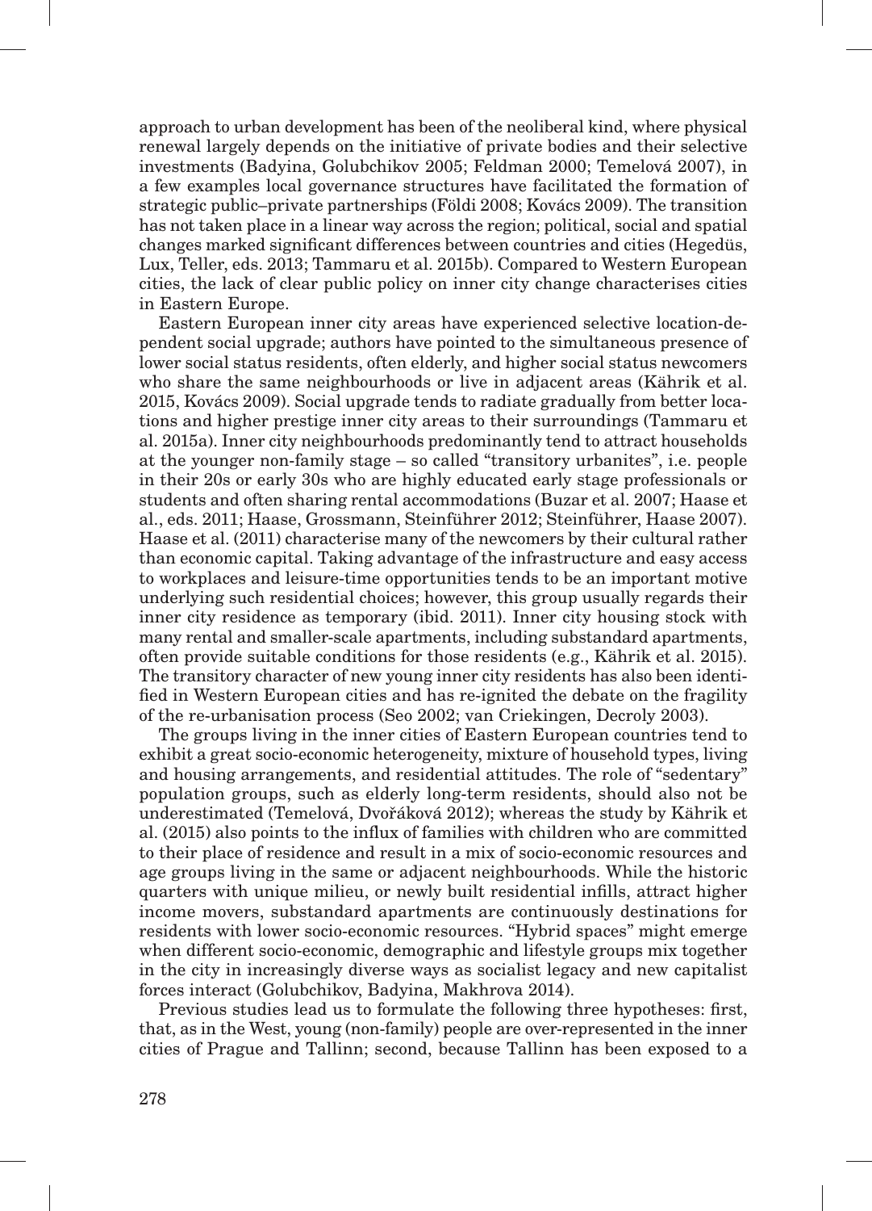approach to urban development has been of the neoliberal kind, where physical renewal largely depends on the initiative of private bodies and their selective investments (Badyina, Golubchikov 2005; Feldman 2000; Temelová 2007), in a few examples local governance structures have facilitated the formation of strategic public–private partnerships (Földi 2008; Kovács 2009). The transition has not taken place in a linear way across the region; political, social and spatial changes marked significant differences between countries and cities (Hegedüs, Lux, Teller, eds. 2013; Tammaru et al. 2015b). Compared to Western European cities, the lack of clear public policy on inner city change characterises cities in Eastern Europe.

Eastern European inner city areas have experienced selective location-dependent social upgrade; authors have pointed to the simultaneous presence of lower social status residents, often elderly, and higher social status newcomers who share the same neighbourhoods or live in adjacent areas (Kährik et al. 2015, Kovács 2009). Social upgrade tends to radiate gradually from better locations and higher prestige inner city areas to their surroundings (Tammaru et al. 2015a). Inner city neighbourhoods predominantly tend to attract households at the younger non-family stage – so called "transitory urbanites", i.e. people in their 20s or early 30s who are highly educated early stage professionals or students and often sharing rental accommodations (Buzar et al. 2007; Haase et al., eds. 2011; Haase, Grossmann, Steinführer 2012; Steinführer, Haase 2007). Haase et al. (2011) characterise many of the newcomers by their cultural rather than economic capital. Taking advantage of the infrastructure and easy access to workplaces and leisure-time opportunities tends to be an important motive underlying such residential choices; however, this group usually regards their inner city residence as temporary (ibid. 2011). Inner city housing stock with many rental and smaller-scale apartments, including substandard apartments, often provide suitable conditions for those residents (e.g., Kährik et al. 2015). The transitory character of new young inner city residents has also been identified in Western European cities and has re-ignited the debate on the fragility of the re-urbanisation process (Seo 2002; van Criekingen, Decroly 2003).

The groups living in the inner cities of Eastern European countries tend to exhibit a great socio-economic heterogeneity, mixture of household types, living and housing arrangements, and residential attitudes. The role of "sedentary" population groups, such as elderly long-term residents, should also not be underestimated (Temelová, Dvořáková 2012); whereas the study by Kährik et al. (2015) also points to the influx of families with children who are committed to their place of residence and result in a mix of socio-economic resources and age groups living in the same or adjacent neighbourhoods. While the historic quarters with unique milieu, or newly built residential infills, attract higher income movers, substandard apartments are continuously destinations for residents with lower socio-economic resources. "Hybrid spaces" might emerge when different socio-economic, demographic and lifestyle groups mix together in the city in increasingly diverse ways as socialist legacy and new capitalist forces interact (Golubchikov, Badyina, Makhrova 2014).

Previous studies lead us to formulate the following three hypotheses: first, that, as in the West, young (non-family) people are over-represented in the inner cities of Prague and Tallinn; second, because Tallinn has been exposed to a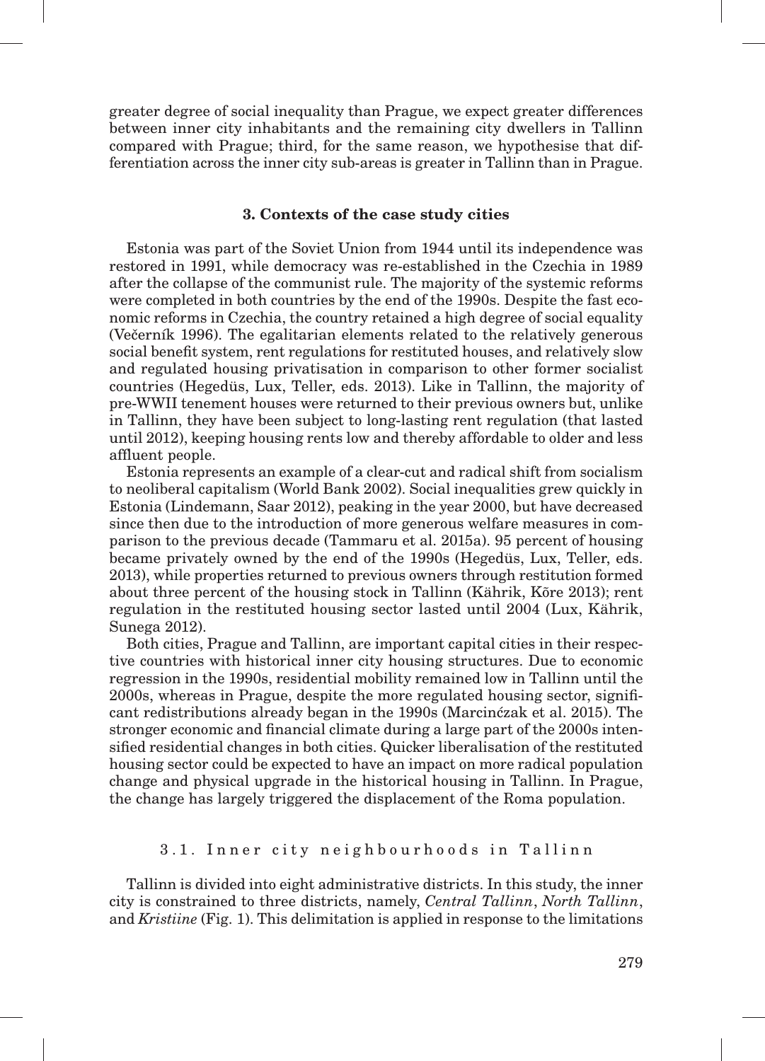greater degree of social inequality than Prague, we expect greater differences between inner city inhabitants and the remaining city dwellers in Tallinn compared with Prague; third, for the same reason, we hypothesise that differentiation across the inner city sub-areas is greater in Tallinn than in Prague.

## 3. Contexts of the case study cities

Estonia was part of the Soviet Union from 1944 until its independence was restored in 1991, while democracy was re-established in the Czechia in 1989 after the collapse of the communist rule. The majority of the systemic reforms were completed in both countries by the end of the 1990s. Despite the fast economic reforms in Czechia, the country retained a high degree of social equality (Večerník 1996). The egalitarian elements related to the relatively generous social benefit system, rent regulations for restituted houses, and relatively slow and regulated housing privatisation in comparison to other former socialist countries (Hegedüs, Lux, Teller, eds. 2013). Like in Tallinn, the majority of pre-WWII tenement houses were returned to their previous owners but, unlike in Tallinn, they have been subject to long-lasting rent regulation (that lasted until 2012), keeping housing rents low and thereby affordable to older and less affluent people.

Estonia represents an example of a clear-cut and radical shift from socialism to neoliberal capitalism (World Bank 2002). Social inequalities grew quickly in Estonia (Lindemann, Saar 2012), peaking in the year 2000, but have decreased since then due to the introduction of more generous welfare measures in comparison to the previous decade (Tammaru et al. 2015a). 95 percent of housing became privately owned by the end of the 1990s (Hegedüs, Lux, Teller, eds. 2013), while properties returned to previous owners through restitution formed about three percent of the housing stock in Tallinn (Kährik, Kõre 2013); rent regulation in the restituted housing sector lasted until 2004 (Lux, Kährik, Sunega 2012).

Both cities, Prague and Tallinn, are important capital cities in their respective countries with historical inner city housing structures. Due to economic regression in the 1990s, residential mobility remained low in Tallinn until the 2000s, whereas in Prague, despite the more regulated housing sector, significant redistributions already began in the 1990s (Marcińczak et al. 2015). The stronger economic and financial climate during a large part of the 2000s intensified residential changes in both cities. Quicker liberalisation of the restituted housing sector could be expected to have an impact on more radical population change and physical upgrade in the historical housing in Tallinn. In Prague, the change has largely triggered the displacement of the Roma population.

### 3.1. Inner city neighbourhoods in Tallinn

Tallinn is divided into eight administrative districts. In this study, the inner city is constrained to three districts, namely, *Central Tallinn*, *North Tallinn*, and *Kristiine* (Fig. 1). This delimitation is applied in response to the limitations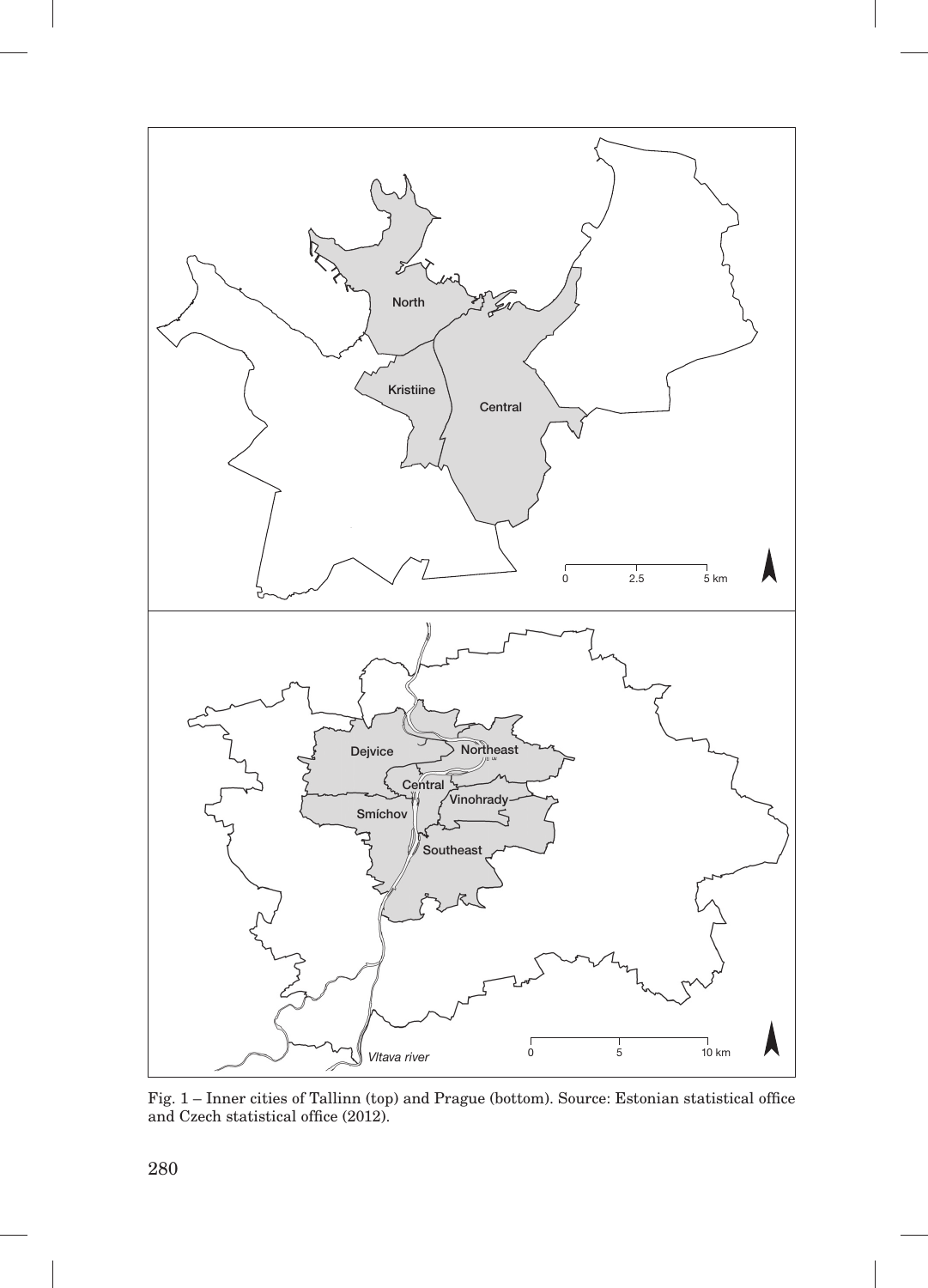Fig. 1 – Inner cities of Tallinn (top) and Prague (bottom). Source: Estonian statistical office and Czech statistical office (2012).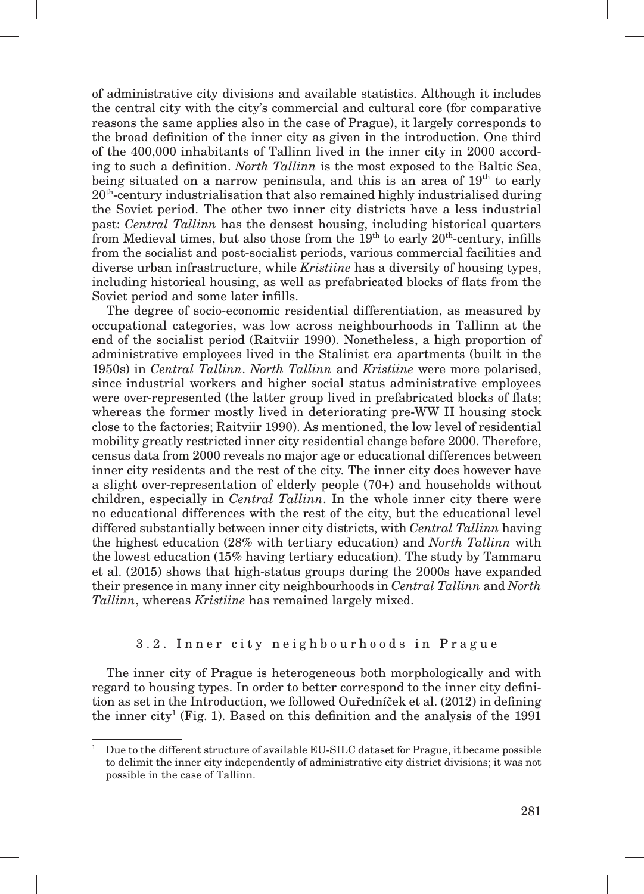of administrative city divisions and available statistics. Although it includes the central city with the city's commercial and cultural core (for comparative reasons the same applies also in the case of Prague), it largely corresponds to the broad definition of the inner city as given in the introduction. One third of the 400,000 inhabitants of Tallinn lived in the inner city in 2000 according to such a definition. *North Tallinn* is the most exposed to the Baltic Sea, being situated on a narrow peninsula, and this is an area of 19th to early 20th-century industrialisation that also remained highly industrialised during the Soviet period. The other two inner city districts have a less industrial past: *Central Tallinn* has the densest housing, including historical quarters from Medieval times, but also those from the 19th to early 20th-century, infills from the socialist and post-socialist periods, various commercial facilities and diverse urban infrastructure, while *Kristiine* has a diversity of housing types, including historical housing, as well as prefabricated blocks of flats from the Soviet period and some later infills.

The degree of socio-economic residential differentiation, as measured by occupational categories, was low across neighbourhoods in Tallinn at the end of the socialist period (Raitviir 1990). Nonetheless, a high proportion of administrative employees lived in the Stalinist era apartments (built in the 1950s) in *Central Tallinn*. *North Tallinn* and *Kristiine* were more polarised, since industrial workers and higher social status administrative employees were over-represented (the latter group lived in prefabricated blocks of flats; whereas the former mostly lived in deteriorating pre-WW II housing stock close to the factories; Raitviir 1990). As mentioned, the low level of residential mobility greatly restricted inner city residential change before 2000. Therefore, census data from 2000 reveals no major age or educational differences between inner city residents and the rest of the city. The inner city does however have a slight over-representation of elderly people (70+) and households without children, especially in *Central Tallinn*. In the whole inner city there were no educational differences with the rest of the city, but the educational level differed substantially between inner city districts, with *Central Tallinn* having the highest education (28% with tertiary education) and *North Tallinn* with the lowest education (15% having tertiary education). The study by Tammaru et al. (2015) shows that high-status groups during the 2000s have expanded their presence in many inner city neighbourhoods in *Central Tallinn* and *North Tallinn*, whereas *Kristiine* has remained largely mixed.

### 3.2. Inner city neighbourhoods in Prague

The inner city of Prague is heterogeneous both morphologically and with regard to housing types. In order to better correspond to the inner city definition as set in the Introduction, we followed Ouředníček et al. (2012) in defining the inner city[1] (Fig. 1). Based on this definition and the analysis of the 1991

---

[1] Due to the different structure of available EU-SILC dataset for Prague, it became possible to delimit the inner city independently of administrative city district divisions; it was not possible in the case of Tallinn.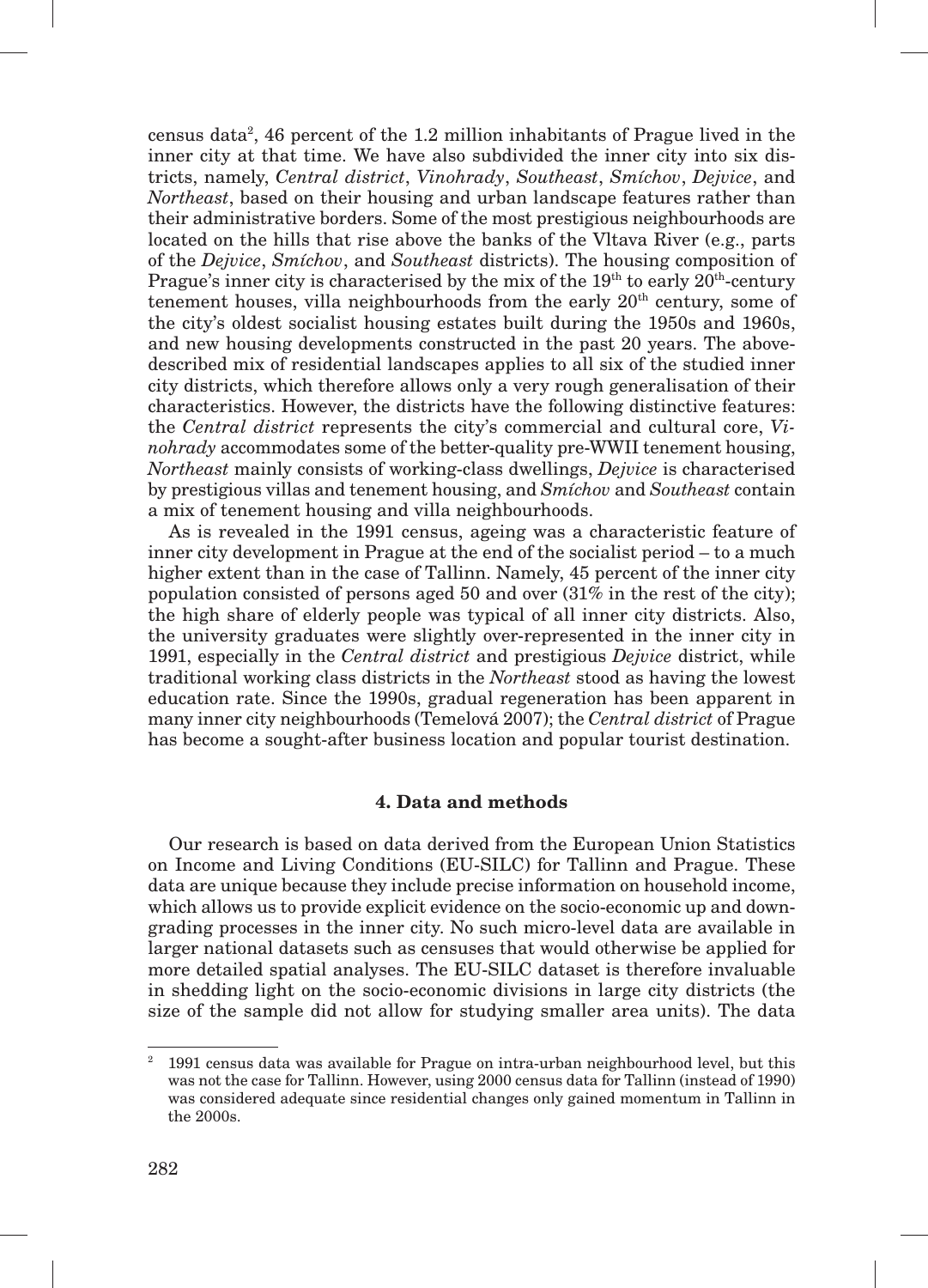census data[2], 46 percent of the 1.2 million inhabitants of Prague lived in the inner city at that time. We have also subdivided the inner city into six districts, namely, *Central district*, *Vinohrady*, *Southeast*, *Smíchov*, *Dejvice*, and *Northeast*, based on their housing and urban landscape features rather than their administrative borders. Some of the most prestigious neighbourhoods are located on the hills that rise above the banks of the Vltava River (e.g., parts of the *Dejvice*, *Smíchov*, and *Southeast* districts). The housing composition of Prague's inner city is characterised by the mix of the 19th to early 20th-century tenement houses, villa neighbourhoods from the early 20th century, some of the city's oldest socialist housing estates built during the 1950s and 1960s, and new housing developments constructed in the past 20 years. The above-described mix of residential landscapes applies to all six of the studied inner city districts, which therefore allows only a very rough generalisation of their characteristics. However, the districts have the following distinctive features: the *Central district* represents the city's commercial and cultural core, *Vinohrady* accommodates some of the better-quality pre-WWII tenement housing, *Northeast* mainly consists of working-class dwellings, *Dejvice* is characterised by prestigious villas and tenement housing, and *Smíchov* and *Southeast* contain a mix of tenement housing and villa neighbourhoods.

As is revealed in the 1991 census, ageing was a characteristic feature of inner city development in Prague at the end of the socialist period – to a much higher extent than in the case of Tallinn. Namely, 45 percent of the inner city population consisted of persons aged 50 and over (31% in the rest of the city); the high share of elderly people was typical of all inner city districts. Also, the university graduates were slightly over-represented in the inner city in 1991, especially in the *Central district* and prestigious *Dejvice* district, while traditional working class districts in the *Northeast* stood as having the lowest education rate. Since the 1990s, gradual regeneration has been apparent in many inner city neighbourhoods (Temelová 2007); the *Central district* of Prague has become a sought-after business location and popular tourist destination.

## 4. Data and methods

Our research is based on data derived from the European Union Statistics on Income and Living Conditions (EU-SILC) for Tallinn and Prague. These data are unique because they include precise information on household income, which allows us to provide explicit evidence on the socio-economic up and downgrading processes in the inner city. No such micro-level data are available in larger national datasets such as censuses that would otherwise be applied for more detailed spatial analyses. The EU-SILC dataset is therefore invaluable in shedding light on the socio-economic divisions in large city districts (the size of the sample did not allow for studying smaller area units). The data

[2] 1991 census data was available for Prague on intra-urban neighbourhood level, but this was not the case for Tallinn. However, using 2000 census data for Tallinn (instead of 1990) was considered adequate since residential changes only gained momentum in Tallinn in the 2000s.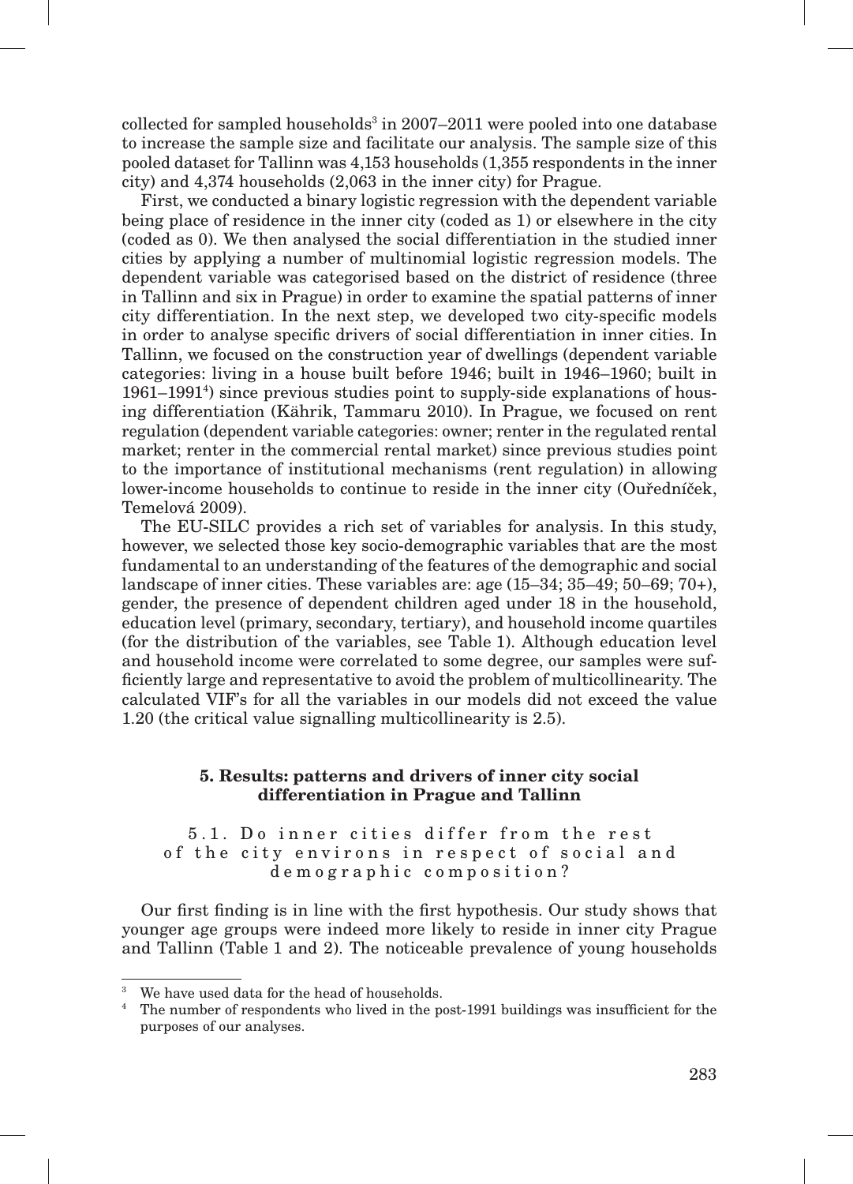collected for sampled households[3] in 2007–2011 were pooled into one database to increase the sample size and facilitate our analysis. The sample size of this pooled dataset for Tallinn was 4,153 households (1,355 respondents in the inner city) and 4,374 households (2,063 in the inner city) for Prague.

First, we conducted a binary logistic regression with the dependent variable being place of residence in the inner city (coded as 1) or elsewhere in the city (coded as 0). We then analysed the social differentiation in the studied inner cities by applying a number of multinomial logistic regression models. The dependent variable was categorised based on the district of residence (three in Tallinn and six in Prague) in order to examine the spatial patterns of inner city differentiation. In the next step, we developed two city-specific models in order to analyse specific drivers of social differentiation in inner cities. In Tallinn, we focused on the construction year of dwellings (dependent variable categories: living in a house built before 1946; built in 1946–1960; built in 1961–1991[4]) since previous studies point to supply-side explanations of housing differentiation (Kährik, Tammaru 2010). In Prague, we focused on rent regulation (dependent variable categories: owner; renter in the regulated rental market; renter in the commercial rental market) since previous studies point to the importance of institutional mechanisms (rent regulation) in allowing lower-income households to continue to reside in the inner city (Ouředníček, Temelová 2009).

The EU-SILC provides a rich set of variables for analysis. In this study, however, we selected those key socio-demographic variables that are the most fundamental to an understanding of the features of the demographic and social landscape of inner cities. These variables are: age (15–34; 35–49; 50–69; 70+), gender, the presence of dependent children aged under 18 in the household, education level (primary, secondary, tertiary), and household income quartiles (for the distribution of the variables, see Table 1). Although education level and household income were correlated to some degree, our samples were sufficiently large and representative to avoid the problem of multicollinearity. The calculated VIF's for all the variables in our models did not exceed the value 1.20 (the critical value signalling multicollinearity is 2.5).

## 5. Results: patterns and drivers of inner city social differentiation in Prague and Tallinn

### 5.1. Do inner cities differ from the rest of the city environs in respect of social and demographic composition?

Our first finding is in line with the first hypothesis. Our study shows that younger age groups were indeed more likely to reside in inner city Prague and Tallinn (Table 1 and 2). The noticeable prevalence of young households

---

[3] We have used data for the head of households.

[4] The number of respondents who lived in the post-1991 buildings was insufficient for the purposes of our analyses.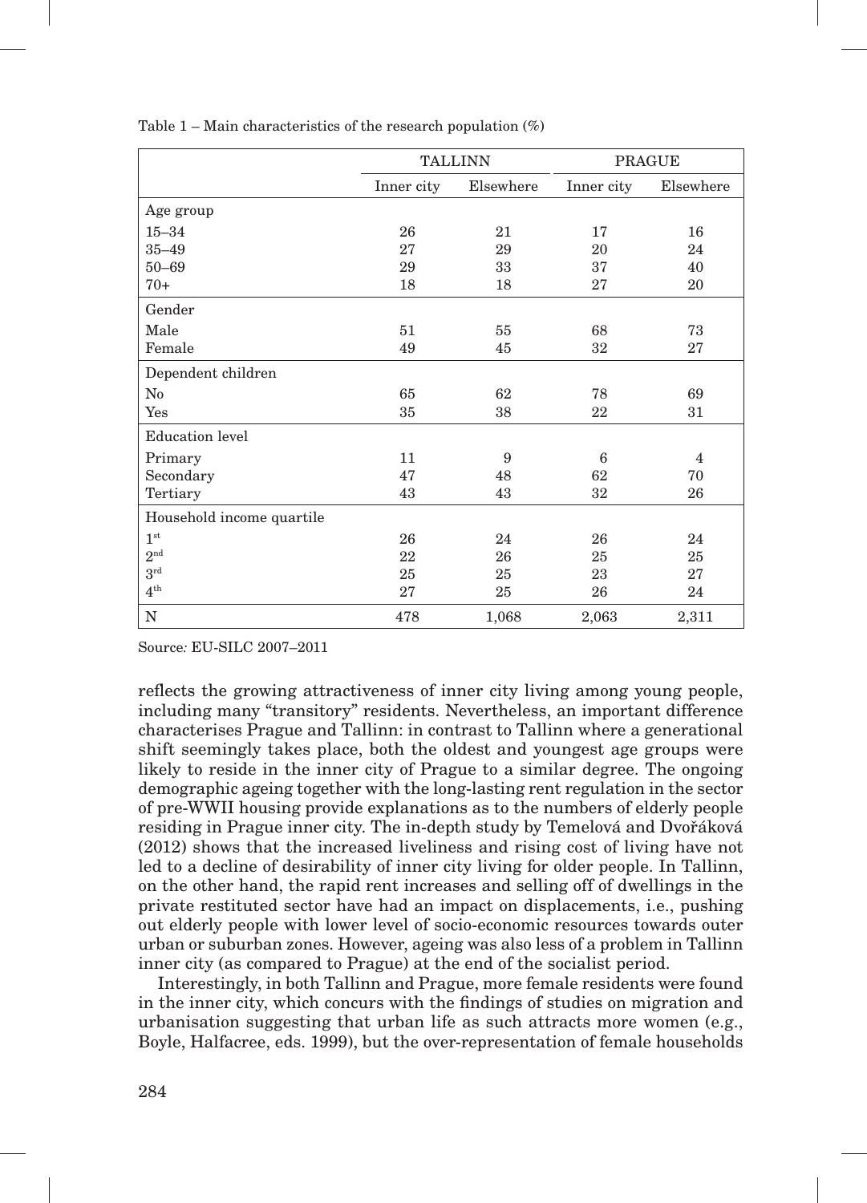Table 1 – Main characteristics of the research population (%)

| | TALLINN | | PRAGUE | |
|---|---|---|---|---|
| | Inner city | Elsewhere | Inner city | Elsewhere |
| Age group | | | | |
| 15–34 | 26 | 21 | 17 | 16 |
| 35–49 | 27 | 29 | 20 | 24 |
| 50–69 | 29 | 33 | 37 | 40 |
| 70+ | 18 | 18 | 27 | 20 |
| Gender | | | | |
| Male | 51 | 55 | 68 | 73 |
| Female | 49 | 45 | 32 | 27 |
| Dependent children | | | | |
| No | 65 | 62 | 78 | 69 |
| Yes | 35 | 38 | 22 | 31 |
| Education level | | | | |
| Primary | 11 | 9 | 6 | 4 |
| Secondary | 47 | 48 | 62 | 70 |
| Tertiary | 43 | 43 | 32 | 26 |
| Household income quartile | | | | |
| 1st | 26 | 24 | 26 | 24 |
| 2nd | 22 | 26 | 25 | 25 |
| 3rd | 25 | 25 | 23 | 27 |
| 4th | 27 | 25 | 26 | 24 |
| N | 478 | 1,068 | 2,063 | 2,311 |

Source*:* EU-SILC 2007–2011

reflects the growing attractiveness of inner city living among young people, including many "transitory" residents. Nevertheless, an important difference characterises Prague and Tallinn: in contrast to Tallinn where a generational shift seemingly takes place, both the oldest and youngest age groups were likely to reside in the inner city of Prague to a similar degree. The ongoing demographic ageing together with the long-lasting rent regulation in the sector of pre-WWII housing provide explanations as to the numbers of elderly people residing in Prague inner city. The in-depth study by Temelová and Dvořáková (2012) shows that the increased liveliness and rising cost of living have not led to a decline of desirability of inner city living for older people. In Tallinn, on the other hand, the rapid rent increases and selling off of dwellings in the private restituted sector have had an impact on displacements, i.e., pushing out elderly people with lower level of socio-economic resources towards outer urban or suburban zones. However, ageing was also less of a problem in Tallinn inner city (as compared to Prague) at the end of the socialist period.

Interestingly, in both Tallinn and Prague, more female residents were found in the inner city, which concurs with the findings of studies on migration and urbanisation suggesting that urban life as such attracts more women (e.g., Boyle, Halfacree, eds. 1999), but the over-representation of female households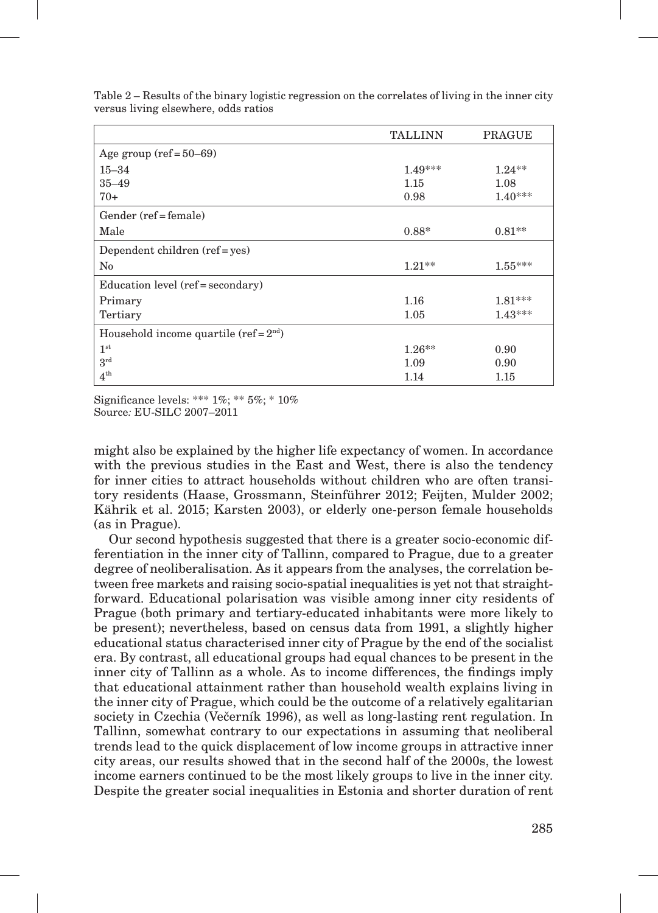Table 2 – Results of the binary logistic regression on the correlates of living in the inner city versus living elsewhere, odds ratios

| | TALLINN | PRAGUE |
|---|---|---|
| Age group (ref = 50–69) | | |
| 15–34 | 1.49*** | 1.24** |
| 35–49 | 1.15 | 1.08 |
| 70+ | 0.98 | 1.40*** |
| Gender (ref = female) | | |
| Male | 0.88* | 0.81** |
| Dependent children (ref = yes) | | |
| No | 1.21** | 1.55*** |
| Education level (ref = secondary) | | |
| Primary | 1.16 | 1.81*** |
| Tertiary | 1.05 | 1.43*** |
| Household income quartile (ref = 2nd) | | |
| 1st | 1.26** | 0.90 |
| 3rd | 1.09 | 0.90 |
| 4th | 1.14 | 1.15 |

Significance levels: *** 1%; ** 5%; * 10%
Source: EU-SILC 2007–2011

might also be explained by the higher life expectancy of women. In accordance with the previous studies in the East and West, there is also the tendency for inner cities to attract households without children who are often transitory residents (Haase, Grossmann, Steinführer 2012; Feijten, Mulder 2002; Kährik et al. 2015; Karsten 2003), or elderly one-person female households (as in Prague).

Our second hypothesis suggested that there is a greater socio-economic differentiation in the inner city of Tallinn, compared to Prague, due to a greater degree of neoliberalisation. As it appears from the analyses, the correlation between free markets and raising socio-spatial inequalities is yet not that straightforward. Educational polarisation was visible among inner city residents of Prague (both primary and tertiary-educated inhabitants were more likely to be present); nevertheless, based on census data from 1991, a slightly higher educational status characterised inner city of Prague by the end of the socialist era. By contrast, all educational groups had equal chances to be present in the inner city of Tallinn as a whole. As to income differences, the findings imply that educational attainment rather than household wealth explains living in the inner city of Prague, which could be the outcome of a relatively egalitarian society in Czechia (Večerník 1996), as well as long-lasting rent regulation. In Tallinn, somewhat contrary to our expectations in assuming that neoliberal trends lead to the quick displacement of low income groups in attractive inner city areas, our results showed that in the second half of the 2000s, the lowest income earners continued to be the most likely groups to live in the inner city. Despite the greater social inequalities in Estonia and shorter duration of rent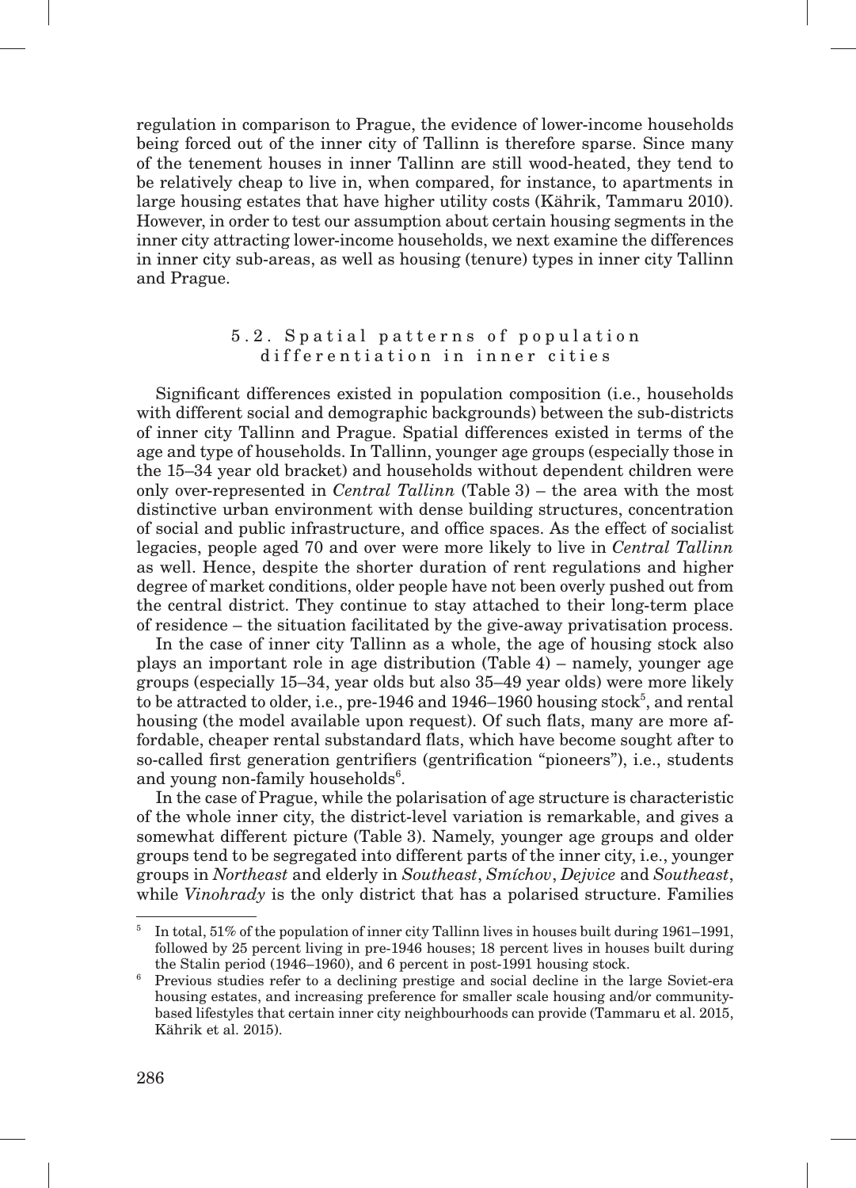regulation in comparison to Prague, the evidence of lower-income households being forced out of the inner city of Tallinn is therefore sparse. Since many of the tenement houses in inner Tallinn are still wood-heated, they tend to be relatively cheap to live in, when compared, for instance, to apartments in large housing estates that have higher utility costs (Kährik, Tammaru 2010). However, in order to test our assumption about certain housing segments in the inner city attracting lower-income households, we next examine the differences in inner city sub-areas, as well as housing (tenure) types in inner city Tallinn and Prague.

### 5.2. Spatial patterns of population differentiation in inner cities

Significant differences existed in population composition (i.e., households with different social and demographic backgrounds) between the sub-districts of inner city Tallinn and Prague. Spatial differences existed in terms of the age and type of households. In Tallinn, younger age groups (especially those in the 15–34 year old bracket) and households without dependent children were only over-represented in *Central Tallinn* (Table 3) – the area with the most distinctive urban environment with dense building structures, concentration of social and public infrastructure, and office spaces. As the effect of socialist legacies, people aged 70 and over were more likely to live in *Central Tallinn* as well. Hence, despite the shorter duration of rent regulations and higher degree of market conditions, older people have not been overly pushed out from the central district. They continue to stay attached to their long-term place of residence – the situation facilitated by the give-away privatisation process.

In the case of inner city Tallinn as a whole, the age of housing stock also plays an important role in age distribution (Table 4) – namely, younger age groups (especially 15–34, year olds but also 35–49 year olds) were more likely to be attracted to older, i.e., pre-1946 and 1946–1960 housing stock[5], and rental housing (the model available upon request). Of such flats, many are more affordable, cheaper rental substandard flats, which have become sought after to so-called first generation gentrifiers (gentrification "pioneers"), i.e., students and young non-family households[6].

In the case of Prague, while the polarisation of age structure is characteristic of the whole inner city, the district-level variation is remarkable, and gives a somewhat different picture (Table 3). Namely, younger age groups and older groups tend to be segregated into different parts of the inner city, i.e., younger groups in *Northeast* and elderly in *Southeast*, *Smíchov*, *Dejvice* and *Southeast*, while *Vinohrady* is the only district that has a polarised structure. Families

---

[5] In total, 51% of the population of inner city Tallinn lives in houses built during 1961–1991, followed by 25 percent living in pre-1946 houses; 18 percent lives in houses built during the Stalin period (1946–1960), and 6 percent in post-1991 housing stock.

[6] Previous studies refer to a declining prestige and social decline in the large Soviet-era housing estates, and increasing preference for smaller scale housing and/or community-based lifestyles that certain inner city neighbourhoods can provide (Tammaru et al. 2015, Kährik et al. 2015).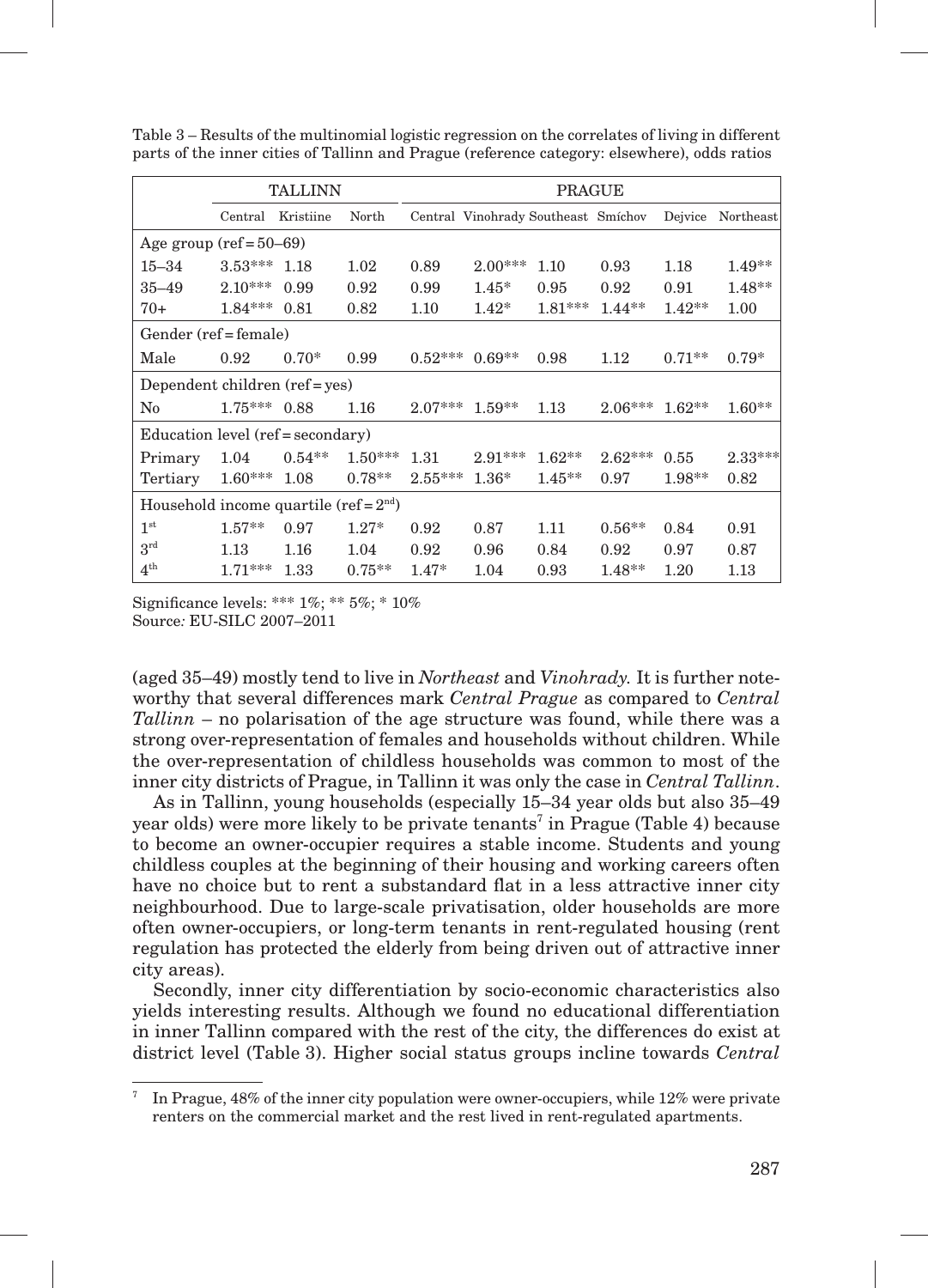Table 3 – Results of the multinomial logistic regression on the correlates of living in different parts of the inner cities of Tallinn and Prague (reference category: elsewhere), odds ratios

| | TALLINN | | | PRAGUE | | | | | |
|---|---|---|---|---|---|---|---|---|---|
| | Central | Kristiine | North | Central | Vinohrady | Southeast | Smíchov | Dejvice | Northeast |
| Age group (ref = 50–69) | | | | | | | | | |
| 15–34 | 3.53*** | 1.18 | 1.02 | 0.89 | 2.00*** | 1.10 | 0.93 | 1.18 | 1.49** |
| 35–49 | 2.10*** | 0.99 | 0.92 | 0.99 | 1.45* | 0.95 | 0.92 | 0.91 | 1.48** |
| 70+ | 1.84*** | 0.81 | 0.82 | 1.10 | 1.42* | 1.81*** | 1.44** | 1.42** | 1.00 |
| Gender (ref = female) | | | | | | | | | |
| Male | 0.92 | 0.70* | 0.99 | 0.52*** | 0.69** | 0.98 | 1.12 | 0.71** | 0.79* |
| Dependent children (ref = yes) | | | | | | | | | |
| No | 1.75*** | 0.88 | 1.16 | 2.07*** | 1.59** | 1.13 | 2.06*** | 1.62** | 1.60** |
| Education level (ref = secondary) | | | | | | | | | |
| Primary | 1.04 | 0.54** | 1.50*** | 1.31 | 2.91*** | 1.62** | 2.62*** | 0.55 | 2.33*** |
| Tertiary | 1.60*** | 1.08 | 0.78** | 2.55*** | 1.36* | 1.45** | 0.97 | 1.98** | 0.82 |
| Household income quartile (ref = 2nd) | | | | | | | | | |
| 1st | 1.57** | 0.97 | 1.27* | 0.92 | 0.87 | 1.11 | 0.56** | 0.84 | 0.91 |
| 3rd | 1.13 | 1.16 | 1.04 | 0.92 | 0.96 | 0.84 | 0.92 | 0.97 | 0.87 |
| 4th | 1.71*** | 1.33 | 0.75** | 1.47* | 1.04 | 0.93 | 1.48** | 1.20 | 1.13 |

Significance levels: *** 1%; ** 5%; * 10%
Source: EU-SILC 2007–2011

(aged 35–49) mostly tend to live in *Northeast* and *Vinohrady.* It is further noteworthy that several differences mark *Central Prague* as compared to *Central Tallinn* – no polarisation of the age structure was found, while there was a strong over-representation of females and households without children. While the over-representation of childless households was common to most of the inner city districts of Prague, in Tallinn it was only the case in *Central Tallinn*.

As in Tallinn, young households (especially 15–34 year olds but also 35–49 year olds) were more likely to be private tenants[7] in Prague (Table 4) because to become an owner-occupier requires a stable income. Students and young childless couples at the beginning of their housing and working careers often have no choice but to rent a substandard flat in a less attractive inner city neighbourhood. Due to large-scale privatisation, older households are more often owner-occupiers, or long-term tenants in rent-regulated housing (rent regulation has protected the elderly from being driven out of attractive inner city areas).

Secondly, inner city differentiation by socio-economic characteristics also yields interesting results. Although we found no educational differentiation in inner Tallinn compared with the rest of the city, the differences do exist at district level (Table 3). Higher social status groups incline towards *Central*

[7] In Prague, 48% of the inner city population were owner-occupiers, while 12% were private renters on the commercial market and the rest lived in rent-regulated apartments.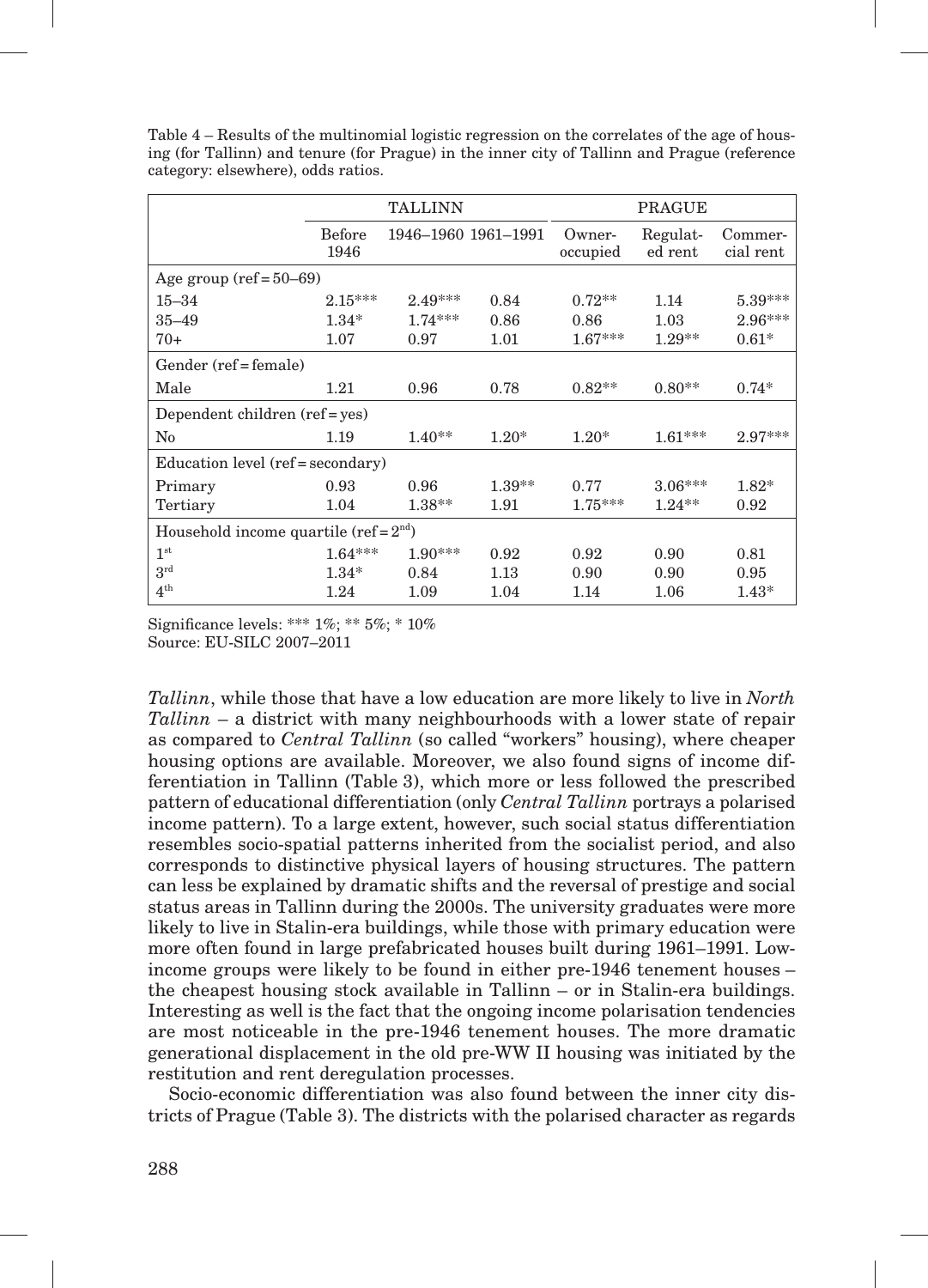Table 4 – Results of the multinomial logistic regression on the correlates of the age of housing (for Tallinn) and tenure (for Prague) in the inner city of Tallinn and Prague (reference category: elsewhere), odds ratios.

| | TALLINN | | | PRAGUE | | |
|---|---|---|---|---|---|---|
| | Before 1946 | 1946–1960 | 1961–1991 | Owner-occupied | Regulated rent | Commercial rent |
| Age group (ref = 50–69) | | | | | | |
| 15–34 | 2.15*** | 2.49*** | 0.84 | 0.72** | 1.14 | 5.39*** |
| 35–49 | 1.34* | 1.74*** | 0.86 | 0.86 | 1.03 | 2.96*** |
| 70+ | 1.07 | 0.97 | 1.01 | 1.67*** | 1.29** | 0.61* |
| Gender (ref = female) | | | | | | |
| Male | 1.21 | 0.96 | 0.78 | 0.82** | 0.80** | 0.74* |
| Dependent children (ref = yes) | | | | | | |
| No | 1.19 | 1.40** | 1.20* | 1.20* | 1.61*** | 2.97*** |
| Education level (ref = secondary) | | | | | | |
| Primary | 0.93 | 0.96 | 1.39** | 0.77 | 3.06*** | 1.82* |
| Tertiary | 1.04 | 1.38** | 1.91 | 1.75*** | 1.24** | 0.92 |
| Household income quartile (ref = 2nd) | | | | | | |
| 1st | 1.64*** | 1.90*** | 0.92 | 0.92 | 0.90 | 0.81 |
| 3rd | 1.34* | 0.84 | 1.13 | 0.90 | 0.90 | 0.95 |
| 4th | 1.24 | 1.09 | 1.04 | 1.14 | 1.06 | 1.43* |

Significance levels: *** 1%; ** 5%; * 10%
Source: EU-SILC 2007–2011

*Tallinn*, while those that have a low education are more likely to live in *North Tallinn* – a district with many neighbourhoods with a lower state of repair as compared to *Central Tallinn* (so called "workers" housing), where cheaper housing options are available. Moreover, we also found signs of income differentiation in Tallinn (Table 3), which more or less followed the prescribed pattern of educational differentiation (only *Central Tallinn* portrays a polarised income pattern). To a large extent, however, such social status differentiation resembles socio-spatial patterns inherited from the socialist period, and also corresponds to distinctive physical layers of housing structures. The pattern can less be explained by dramatic shifts and the reversal of prestige and social status areas in Tallinn during the 2000s. The university graduates were more likely to live in Stalin-era buildings, while those with primary education were more often found in large prefabricated houses built during 1961–1991. Low-income groups were likely to be found in either pre-1946 tenement houses – the cheapest housing stock available in Tallinn – or in Stalin-era buildings. Interesting as well is the fact that the ongoing income polarisation tendencies are most noticeable in the pre-1946 tenement houses. The more dramatic generational displacement in the old pre-WW II housing was initiated by the restitution and rent deregulation processes.

Socio-economic differentiation was also found between the inner city districts of Prague (Table 3). The districts with the polarised character as regards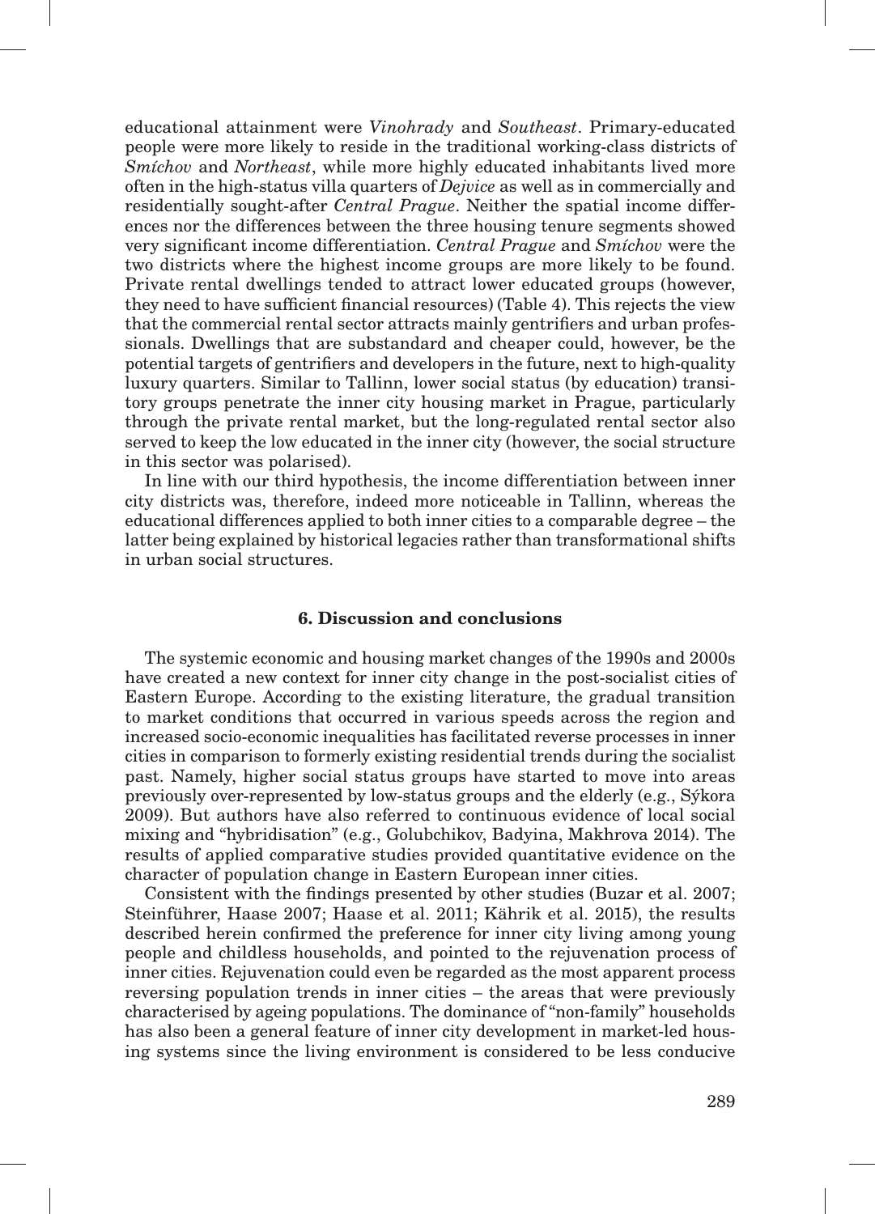educational attainment were *Vinohrady* and *Southeast*. Primary-educated people were more likely to reside in the traditional working-class districts of *Smíchov* and *Northeast*, while more highly educated inhabitants lived more often in the high-status villa quarters of *Dejvice* as well as in commercially and residentially sought-after *Central Prague*. Neither the spatial income differences nor the differences between the three housing tenure segments showed very significant income differentiation. *Central Prague* and *Smíchov* were the two districts where the highest income groups are more likely to be found. Private rental dwellings tended to attract lower educated groups (however, they need to have sufficient financial resources) (Table 4). This rejects the view that the commercial rental sector attracts mainly gentrifiers and urban professionals. Dwellings that are substandard and cheaper could, however, be the potential targets of gentrifiers and developers in the future, next to high-quality luxury quarters. Similar to Tallinn, lower social status (by education) transitory groups penetrate the inner city housing market in Prague, particularly through the private rental market, but the long-regulated rental sector also served to keep the low educated in the inner city (however, the social structure in this sector was polarised).

In line with our third hypothesis, the income differentiation between inner city districts was, therefore, indeed more noticeable in Tallinn, whereas the educational differences applied to both inner cities to a comparable degree – the latter being explained by historical legacies rather than transformational shifts in urban social structures.

## 6. Discussion and conclusions

The systemic economic and housing market changes of the 1990s and 2000s have created a new context for inner city change in the post-socialist cities of Eastern Europe. According to the existing literature, the gradual transition to market conditions that occurred in various speeds across the region and increased socio-economic inequalities has facilitated reverse processes in inner cities in comparison to formerly existing residential trends during the socialist past. Namely, higher social status groups have started to move into areas previously over-represented by low-status groups and the elderly (e.g., Sýkora 2009). But authors have also referred to continuous evidence of local social mixing and "hybridisation" (e.g., Golubchikov, Badyina, Makhrova 2014). The results of applied comparative studies provided quantitative evidence on the character of population change in Eastern European inner cities.

Consistent with the findings presented by other studies (Buzar et al. 2007; Steinführer, Haase 2007; Haase et al. 2011; Kährik et al. 2015), the results described herein confirmed the preference for inner city living among young people and childless households, and pointed to the rejuvenation process of inner cities. Rejuvenation could even be regarded as the most apparent process reversing population trends in inner cities – the areas that were previously characterised by ageing populations. The dominance of "non-family" households has also been a general feature of inner city development in market-led housing systems since the living environment is considered to be less conducive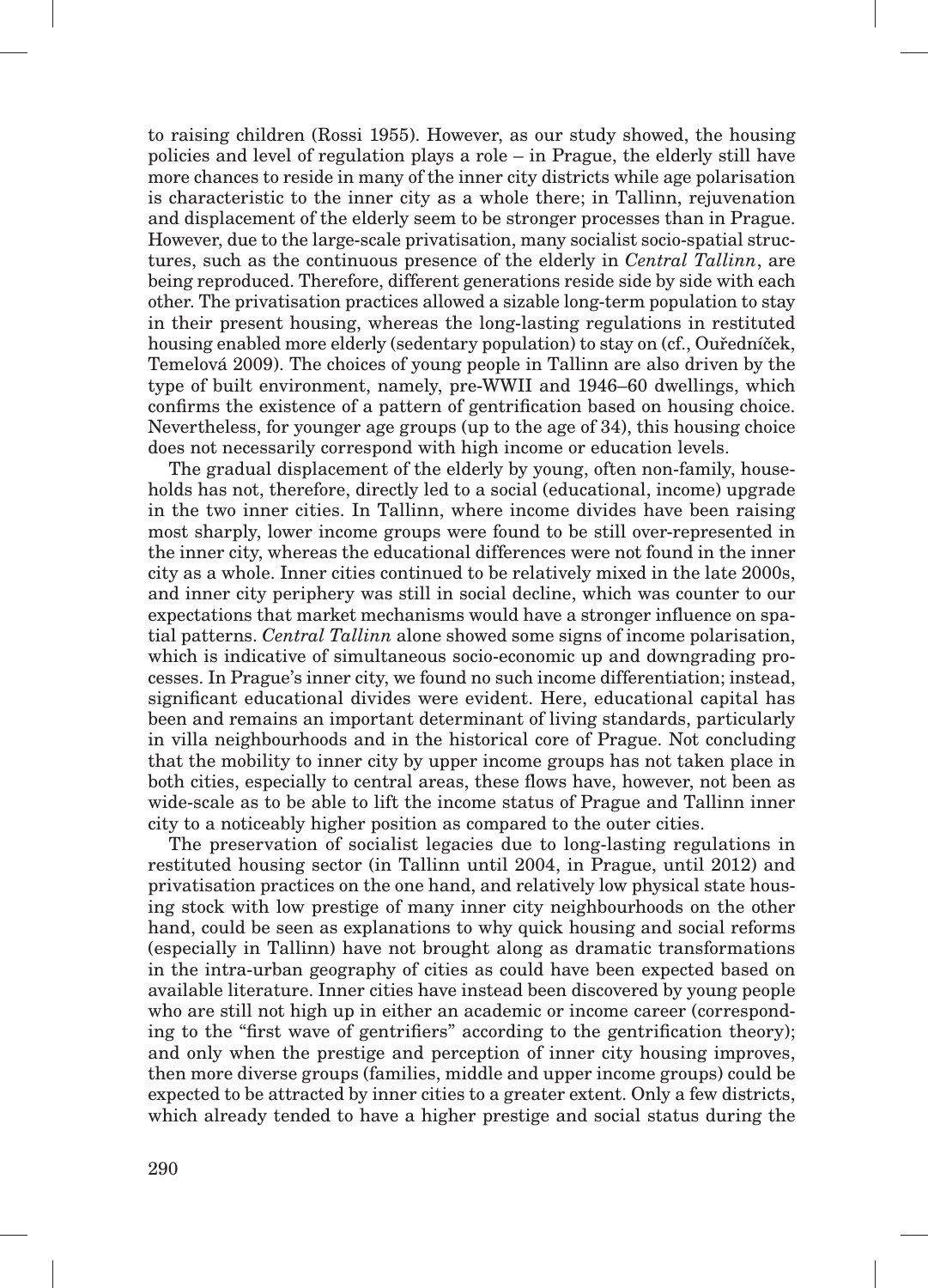to raising children (Rossi 1955). However, as our study showed, the housing policies and level of regulation plays a role – in Prague, the elderly still have more chances to reside in many of the inner city districts while age polarisation is characteristic to the inner city as a whole there; in Tallinn, rejuvenation and displacement of the elderly seem to be stronger processes than in Prague. However, due to the large-scale privatisation, many socialist socio-spatial structures, such as the continuous presence of the elderly in *Central Tallinn*, are being reproduced. Therefore, different generations reside side by side with each other. The privatisation practices allowed a sizable long-term population to stay in their present housing, whereas the long-lasting regulations in restituted housing enabled more elderly (sedentary population) to stay on (cf., Ouředníček, Temelová 2009). The choices of young people in Tallinn are also driven by the type of built environment, namely, pre-WWII and 1946–60 dwellings, which confirms the existence of a pattern of gentrification based on housing choice. Nevertheless, for younger age groups (up to the age of 34), this housing choice does not necessarily correspond with high income or education levels.

The gradual displacement of the elderly by young, often non-family, households has not, therefore, directly led to a social (educational, income) upgrade in the two inner cities. In Tallinn, where income divides have been raising most sharply, lower income groups were found to be still over-represented in the inner city, whereas the educational differences were not found in the inner city as a whole. Inner cities continued to be relatively mixed in the late 2000s, and inner city periphery was still in social decline, which was counter to our expectations that market mechanisms would have a stronger influence on spatial patterns. *Central Tallinn* alone showed some signs of income polarisation, which is indicative of simultaneous socio-economic up and downgrading processes. In Prague's inner city, we found no such income differentiation; instead, significant educational divides were evident. Here, educational capital has been and remains an important determinant of living standards, particularly in villa neighbourhoods and in the historical core of Prague. Not concluding that the mobility to inner city by upper income groups has not taken place in both cities, especially to central areas, these flows have, however, not been as wide-scale as to be able to lift the income status of Prague and Tallinn inner city to a noticeably higher position as compared to the outer cities.

The preservation of socialist legacies due to long-lasting regulations in restituted housing sector (in Tallinn until 2004, in Prague, until 2012) and privatisation practices on the one hand, and relatively low physical state housing stock with low prestige of many inner city neighbourhoods on the other hand, could be seen as explanations to why quick housing and social reforms (especially in Tallinn) have not brought along as dramatic transformations in the intra-urban geography of cities as could have been expected based on available literature. Inner cities have instead been discovered by young people who are still not high up in either an academic or income career (corresponding to the "first wave of gentrifiers" according to the gentrification theory); and only when the prestige and perception of inner city housing improves, then more diverse groups (families, middle and upper income groups) could be expected to be attracted by inner cities to a greater extent. Only a few districts, which already tended to have a higher prestige and social status during the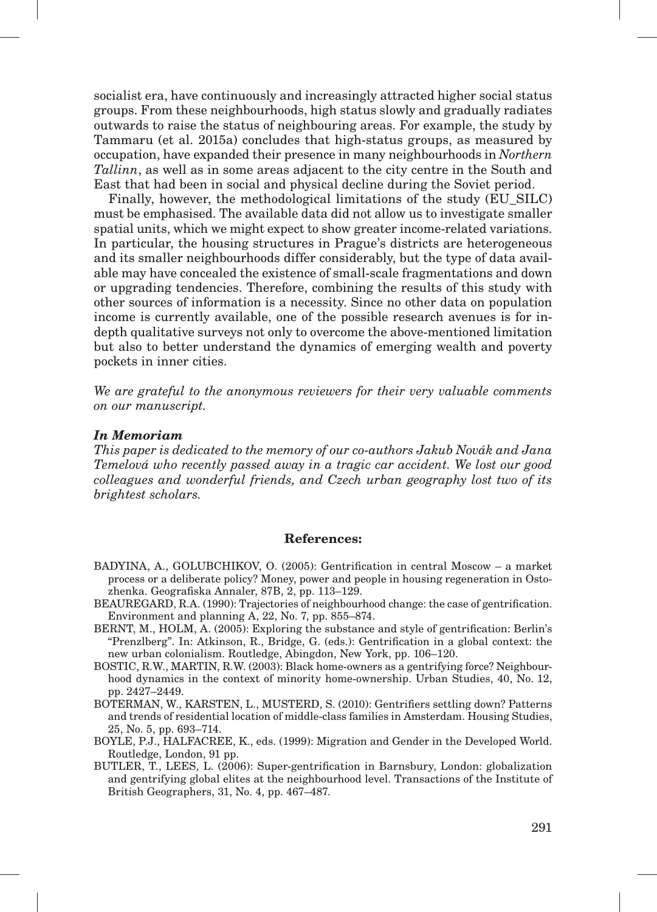socialist era, have continuously and increasingly attracted higher social status groups. From these neighbourhoods, high status slowly and gradually radiates outwards to raise the status of neighbouring areas. For example, the study by Tammaru (et al. 2015a) concludes that high-status groups, as measured by occupation, have expanded their presence in many neighbourhoods in *Northern Tallinn*, as well as in some areas adjacent to the city centre in the South and East that had been in social and physical decline during the Soviet period.

Finally, however, the methodological limitations of the study (EU_SILC) must be emphasised. The available data did not allow us to investigate smaller spatial units, which we might expect to show greater income-related variations. In particular, the housing structures in Prague's districts are heterogeneous and its smaller neighbourhoods differ considerably, but the type of data available may have concealed the existence of small-scale fragmentations and down or upgrading tendencies. Therefore, combining the results of this study with other sources of information is a necessity. Since no other data on population income is currently available, one of the possible research avenues is for in-depth qualitative surveys not only to overcome the above-mentioned limitation but also to better understand the dynamics of emerging wealth and poverty pockets in inner cities.

*We are grateful to the anonymous reviewers for their very valuable comments on our manuscript.*

***In Memoriam***

*This paper is dedicated to the memory of our co-authors Jakub Novák and Jana Temelová who recently passed away in a tragic car accident. We lost our good colleagues and wonderful friends, and Czech urban geography lost two of its brightest scholars.*

## References:

BADYINA, A., GOLUBCHIKOV, O. (2005): Gentrification in central Moscow – a market process or a deliberate policy? Money, power and people in housing regeneration in Ostozhenka. Geografiska Annaler, 87B, 2, pp. 113–129.

BEAUREGARD, R.A. (1990): Trajectories of neighbourhood change: the case of gentrification. Environment and planning A, 22, No. 7, pp. 855–874.

BERNT, M., HOLM, A. (2005): Exploring the substance and style of gentrification: Berlin's "Prenzlberg". In: Atkinson, R., Bridge, G. (eds.): Gentrification in a global context: the new urban colonialism. Routledge, Abingdon, New York, pp. 106–120.

BOSTIC, R.W., MARTIN, R.W. (2003): Black home-owners as a gentrifying force? Neighbourhood dynamics in the context of minority home-ownership. Urban Studies, 40, No. 12, pp. 2427–2449.

BOTERMAN, W., KARSTEN, L., MUSTERD, S. (2010): Gentrifiers settling down? Patterns and trends of residential location of middle-class families in Amsterdam. Housing Studies, 25, No. 5, pp. 693–714.

BOYLE, P.J., HALFACREE, K., eds. (1999): Migration and Gender in the Developed World. Routledge, London, 91 pp.

BUTLER, T., LEES, L. (2006): Super-gentrification in Barnsbury, London: globalization and gentrifying global elites at the neighbourhood level. Transactions of the Institute of British Geographers, 31, No. 4, pp. 467–487.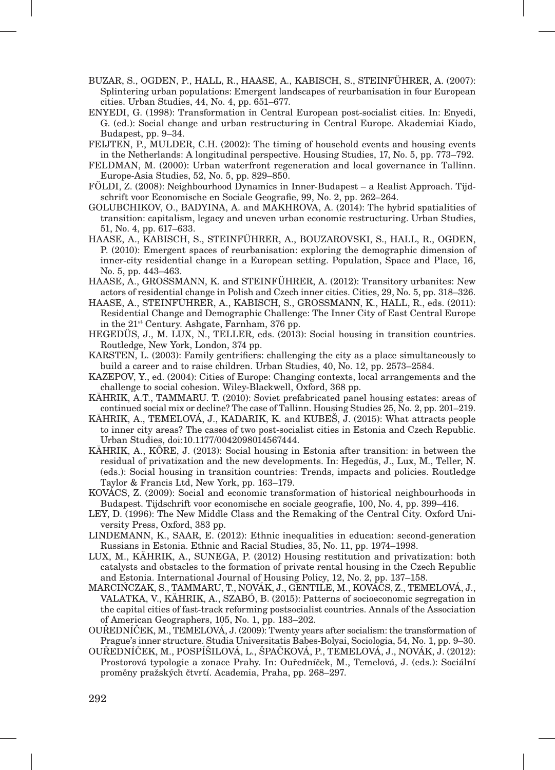BUZAR, S., OGDEN, P., HALL, R., HAASE, A., KABISCH, S., STEINFÜHRER, A. (2007): Splintering urban populations: Emergent landscapes of reurbanisation in four European cities. Urban Studies, 44, No. 4, pp. 651–677.

ENYEDI, G. (1998): Transformation in Central European post-socialist cities. In: Enyedi, G. (ed.): Social change and urban restructuring in Central Europe. Akademiai Kiado, Budapest, pp. 9–34.

FEIJTEN, P., MULDER, C.H. (2002): The timing of household events and housing events in the Netherlands: A longitudinal perspective. Housing Studies, 17, No. 5, pp. 773–792.

FELDMAN, M. (2000): Urban waterfront regeneration and local governance in Tallinn. Europe-Asia Studies, 52, No. 5, pp. 829–850.

FÖLDI, Z. (2008): Neighbourhood Dynamics in Inner-Budapest – a Realist Approach. Tijdschrift voor Economische en Sociale Geografie, 99, No. 2, pp. 262–264.

GOLUBCHIKOV, O., BADYINA, A. and MAKHROVA, A. (2014): The hybrid spatialities of transition: capitalism, legacy and uneven urban economic restructuring. Urban Studies, 51, No. 4, pp. 617–633.

HAASE, A., KABISCH, S., STEINFÜHRER, A., BOUZAROVSKI, S., HALL, R., OGDEN, P. (2010): Emergent spaces of reurbanisation: exploring the demographic dimension of inner-city residential change in a European setting. Population, Space and Place, 16, No. 5, pp. 443–463.

HAASE, A., GROSSMANN, K. and STEINFÜHRER, A. (2012): Transitory urbanites: New actors of residential change in Polish and Czech inner cities. Cities, 29, No. 5, pp. 318–326.

HAASE, A., STEINFÜHRER, A., KABISCH, S., GROSSMANN, K., HALL, R., eds. (2011): Residential Change and Demographic Challenge: The Inner City of East Central Europe in the 21st Century. Ashgate, Farnham, 376 pp.

HEGEDÜS, J., M. LUX, N., TELLER, eds. (2013): Social housing in transition countries. Routledge, New York, London, 374 pp.

KARSTEN, L. (2003): Family gentrifiers: challenging the city as a place simultaneously to build a career and to raise children. Urban Studies, 40, No. 12, pp. 2573–2584.

KAZEPOV, Y., ed. (2004): Cities of Europe: Changing contexts, local arrangements and the challenge to social cohesion. Wiley-Blackwell, Oxford, 368 pp.

KÄHRIK, A.T., TAMMARU. T. (2010): Soviet prefabricated panel housing estates: areas of continued social mix or decline? The case of Tallinn. Housing Studies 25, No. 2, pp. 201–219.

KÄHRIK, A., TEMELOVÁ, J., KADARIK, K. and KUBEŠ, J. (2015): What attracts people to inner city areas? The cases of two post-socialist cities in Estonia and Czech Republic. Urban Studies, doi:10.1177/0042098014567444.

KÄHRIK, A., KÕRE, J. (2013): Social housing in Estonia after transition: in between the residual of privatization and the new developments. In: Hegedüs, J., Lux, M., Teller, N. (eds.): Social housing in transition countries: Trends, impacts and policies. Routledge Taylor & Francis Ltd, New York, pp. 163–179.

KOVÁCS, Z. (2009): Social and economic transformation of historical neighbourhoods in Budapest. Tijdschrift voor economische en sociale geografie, 100, No. 4, pp. 399–416.

LEY, D. (1996): The New Middle Class and the Remaking of the Central City. Oxford University Press, Oxford, 383 pp.

LINDEMANN, K., SAAR, E. (2012): Ethnic inequalities in education: second-generation Russians in Estonia. Ethnic and Racial Studies, 35, No. 11, pp. 1974–1998.

LUX, M., KÄHRIK, A., SUNEGA, P. (2012) Housing restitution and privatization: both catalysts and obstacles to the formation of private rental housing in the Czech Republic and Estonia. International Journal of Housing Policy, 12, No. 2, pp. 137–158.

MARCIŃCZAK, S., TAMMARU, T., NOVÁK, J., GENTILE, M., KOVÁCS, Z., TEMELOVÁ, J., VALATKA, V., KÄHRIK, A., SZABÓ, B. (2015): Patterns of socioeconomic segregation in the capital cities of fast-track reforming postsocialist countries. Annals of the Association of American Geographers, 105, No. 1, pp. 183–202.

OUŘEDNÍČEK, M., TEMELOVÁ, J. (2009): Twenty years after socialism: the transformation of Prague's inner structure. Studia Universitatis Babes-Bolyai, Sociologia, 54, No. 1, pp. 9–30.

OUŘEDNÍČEK, M., POSPÍŠILOVÁ, L., ŠPAČKOVÁ, P., TEMELOVÁ, J., NOVÁK, J. (2012): Prostorová typologie a zonace Prahy. In: Ouředníček, M., Temelová, J. (eds.): Sociální proměny pražských čtvrtí. Academia, Praha, pp. 268–297.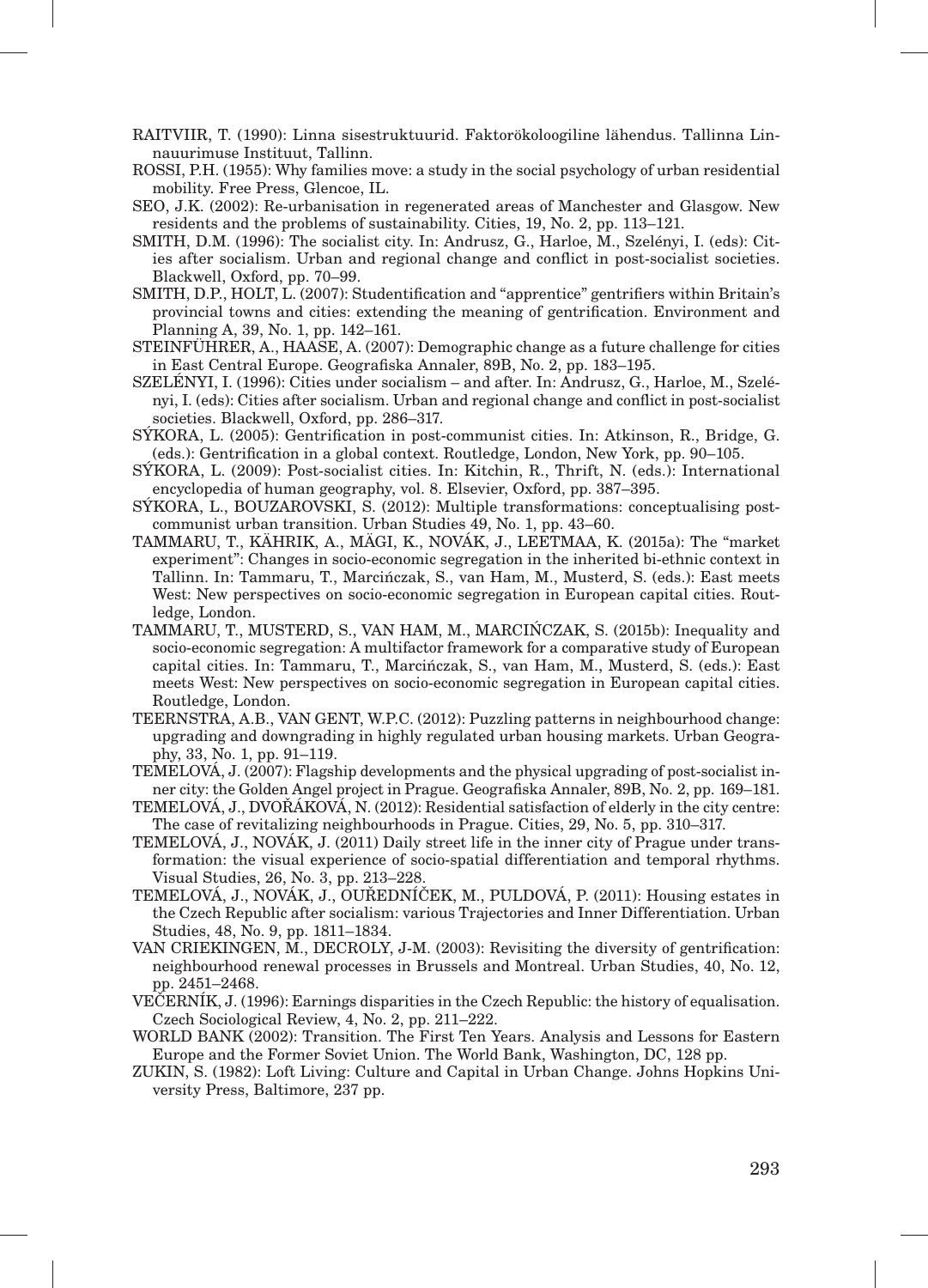RAITVIIR, T. (1990): Linna sisestruktuurid. Faktorökoloogiline lähendus. Tallinna Linnauurimuse Instituut, Tallinn.

ROSSI, P.H. (1955): Why families move: a study in the social psychology of urban residential mobility. Free Press, Glencoe, IL.

SEO, J.K. (2002): Re-urbanisation in regenerated areas of Manchester and Glasgow. New residents and the problems of sustainability. Cities, 19, No. 2, pp. 113–121.

SMITH, D.M. (1996): The socialist city. In: Andrusz, G., Harloe, M., Szelényi, I. (eds): Cities after socialism. Urban and regional change and conflict in post-socialist societies. Blackwell, Oxford, pp. 70–99.

SMITH, D.P., HOLT, L. (2007): Studentification and "apprentice" gentrifiers within Britain's provincial towns and cities: extending the meaning of gentrification. Environment and Planning A, 39, No. 1, pp. 142–161.

STEINFÜHRER, A., HAASE, A. (2007): Demographic change as a future challenge for cities in East Central Europe. Geografiska Annaler, 89B, No. 2, pp. 183–195.

SZELÉNYI, I. (1996): Cities under socialism – and after. In: Andrusz, G., Harloe, M., Szelényi, I. (eds): Cities after socialism. Urban and regional change and conflict in post-socialist societies. Blackwell, Oxford, pp. 286–317.

SÝKORA, L. (2005): Gentrification in post-communist cities. In: Atkinson, R., Bridge, G. (eds.): Gentrification in a global context. Routledge, London, New York, pp. 90–105.

SÝKORA, L. (2009): Post-socialist cities. In: Kitchin, R., Thrift, N. (eds.): International encyclopedia of human geography, vol. 8. Elsevier, Oxford, pp. 387–395.

SÝKORA, L., BOUZAROVSKI, S. (2012): Multiple transformations: conceptualising post-communist urban transition. Urban Studies 49, No. 1, pp. 43–60.

TAMMARU, T., KÄHRIK, A., MÄGI, K., NOVÁK, J., LEETMAA, K. (2015a): The "market experiment": Changes in socio-economic segregation in the inherited bi-ethnic context in Tallinn. In: Tammaru, T., Marcińczak, S., van Ham, M., Musterd, S. (eds.): East meets West: New perspectives on socio-economic segregation in European capital cities. Routledge, London.

TAMMARU, T., MUSTERD, S., VAN HAM, M., MARCIŃCZAK, S. (2015b): Inequality and socio-economic segregation: A multifactor framework for a comparative study of European capital cities. In: Tammaru, T., Marcińczak, S., van Ham, M., Musterd, S. (eds.): East meets West: New perspectives on socio-economic segregation in European capital cities. Routledge, London.

TEERNSTRA, A.B., VAN GENT, W.P.C. (2012): Puzzling patterns in neighbourhood change: upgrading and downgrading in highly regulated urban housing markets. Urban Geography, 33, No. 1, pp. 91–119.

TEMELOVÁ, J. (2007): Flagship developments and the physical upgrading of post-socialist inner city: the Golden Angel project in Prague. Geografiska Annaler, 89B, No. 2, pp. 169–181.

TEMELOVÁ, J., DVOŘÁKOVÁ, N. (2012): Residential satisfaction of elderly in the city centre: The case of revitalizing neighbourhoods in Prague. Cities, 29, No. 5, pp. 310–317.

TEMELOVÁ, J., NOVÁK, J. (2011) Daily street life in the inner city of Prague under transformation: the visual experience of socio-spatial differentiation and temporal rhythms. Visual Studies, 26, No. 3, pp. 213–228.

TEMELOVÁ, J., NOVÁK, J., OUŘEDNÍČEK, M., PULDOVÁ, P. (2011): Housing estates in the Czech Republic after socialism: various Trajectories and Inner Differentiation. Urban Studies, 48, No. 9, pp. 1811–1834.

VAN CRIEKINGEN, M., DECROLY, J-M. (2003): Revisiting the diversity of gentrification: neighbourhood renewal processes in Brussels and Montreal. Urban Studies, 40, No. 12, pp. 2451–2468.

VEČERNÍK, J. (1996): Earnings disparities in the Czech Republic: the history of equalisation. Czech Sociological Review, 4, No. 2, pp. 211–222.

WORLD BANK (2002): Transition. The First Ten Years. Analysis and Lessons for Eastern Europe and the Former Soviet Union. The World Bank, Washington, DC, 128 pp.

ZUKIN, S. (1982): Loft Living: Culture and Capital in Urban Change. Johns Hopkins University Press, Baltimore, 237 pp.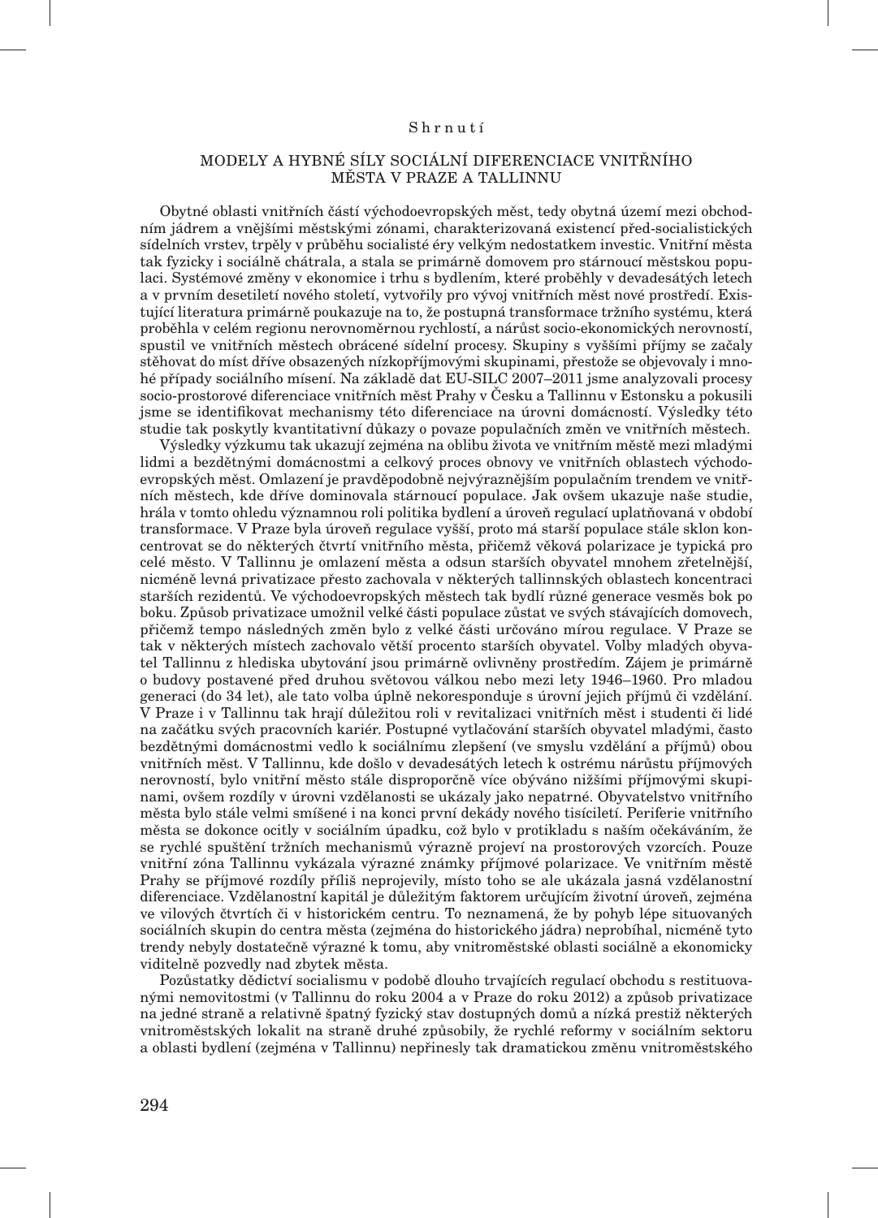Shrnutí

## MODELY A HYBNÉ SÍLY SOCIÁLNÍ DIFERENCIACE VNITŘNÍHO MĚSTA V PRAZE A TALLINNU

Obytné oblasti vnitřních částí východoevropských měst, tedy obytná území mezi obchodním jádrem a vnějšími městskými zónami, charakterizovaná existencí před-socialistických sídelních vrstev, trpěly v průběhu socialisté éry velkým nedostatkem investic. Vnitřní města tak fyzicky i sociálně chátrala, a stala se primárně domovem pro stárnoucí městskou populaci. Systémové změny v ekonomice i trhu s bydlením, které proběhly v devadesátých letech a v prvním desetiletí nového století, vytvořily pro vývoj vnitřních měst nové prostředí. Existující literatura primárně poukazuje na to, že postupná transformace tržního systému, která proběhla v celém regionu nerovnoměrnou rychlostí, a nárůst socio-ekonomických nerovností, spustil ve vnitřních městech obrácené sídelní procesy. Skupiny s vyššími příjmy se začaly stěhovat do míst dříve obsazených nízkopříjmovými skupinami, přestože se objevovaly i mnohé případy sociálního mísení. Na základě dat EU-SILC 2007–2011 jsme analyzovali procesy socio-prostorové diferenciace vnitřních měst Prahy v Česku a Tallinnu v Estonsku a pokusili jsme se identifikovat mechanismy této diferenciace na úrovni domácností. Výsledky této studie tak poskytly kvantitativní důkazy o povaze populačních změn ve vnitřních městech.

Výsledky výzkumu tak ukazují zejména na oblibu života ve vnitřním městě mezi mladými lidmi a bezdětnými domácnostmi a celkový proces obnovy ve vnitřních oblastech východoevropských měst. Omlazení je pravděpodobně nejvýraznějším populačním trendem ve vnitřních městech, kde dříve dominovala stárnoucí populace. Jak ovšem ukazuje naše studie, hrála v tomto ohledu významnou roli politika bydlení a úroveň regulací uplatňovaná v období transformace. V Praze byla úroveň regulace vyšší, proto má starší populace stále sklon koncentrovat se do některých čtvrtí vnitřního města, přičemž věková polarizace je typická pro celé město. V Tallinnu je omlazení města a odsun starších obyvatel mnohem zřetelnější, nicméně levná privatizace přesto zachovala v některých tallinnských oblastech koncentraci starších rezidentů. Ve východoevropských městech tak bydlí různé generace vesměs bok po boku. Způsob privatizace umožnil velké části populace zůstat ve svých stávajících domovech, přičemž tempo následných změn bylo z velké části určováno mírou regulace. V Praze se tak v některých místech zachovalo větší procento starších obyvatel. Volby mladých obyvatel Tallinnu z hlediska ubytování jsou primárně ovlivněny prostředím. Zájem je primárně o budovy postavené před druhou světovou válkou nebo mezi lety 1946–1960. Pro mladou generaci (do 34 let), ale tato volba úplně nekoresponduje s úrovní jejich příjmů či vzdělání. V Praze i v Tallinnu tak hrají důležitou roli v revitalizaci vnitřních měst i studenti či lidé na začátku svých pracovních kariér. Postupné vytlačování starších obyvatel mladými, často bezdětnými domácnostmi vedlo k sociálnímu zlepšení (ve smyslu vzdělání a příjmů) obou vnitřních měst. V Tallinnu, kde došlo v devadesátých letech k ostrému nárůstu příjmových nerovností, bylo vnitřní město stále disproporčně více obýváno nižšími příjmovými skupinami, ovšem rozdíly v úrovni vzdělanosti se ukázaly jako nepatrné. Obyvatelstvo vnitřního města bylo stále velmi smíšené i na konci první dekády nového tisíciletí. Periferie vnitřního města se dokonce ocitly v sociálním úpadku, což bylo v protikladu s naším očekáváním, že se rychlé spuštění tržních mechanismů výrazně projeví na prostorových vzorcích. Pouze vnitřní zóna Tallinnu vykázala výrazné známky příjmové polarizace. Ve vnitřním městě Prahy se příjmové rozdíly příliš neprojevily, místo toho se ale ukázala jasná vzdělanostní diferenciace. Vzdělanostní kapitál je důležitým faktorem určujícím životní úroveň, zejména ve vilových čtvrtích či v historickém centru. To neznamená, že by pohyb lépe situovaných sociálních skupin do centra města (zejména do historického jádra) neprobíhal, nicméně tyto trendy nebyly dostatečně výrazné k tomu, aby vnitroměstské oblasti sociálně a ekonomicky viditelně pozvedly nad zbytek města.

Pozůstatky dědictví socialismu v podobě dlouho trvajících regulací obchodu s restituovanými nemovitostmi (v Tallinnu do roku 2004 a v Praze do roku 2012) a způsob privatizace na jedné straně a relativně špatný fyzický stav dostupných domů a nízká prestiž některých vnitroměstských lokalit na straně druhé způsobily, že rychlé reformy v sociálním sektoru a oblasti bydlení (zejména v Tallinnu) nepřinesly tak dramatickou změnu vnitroměstského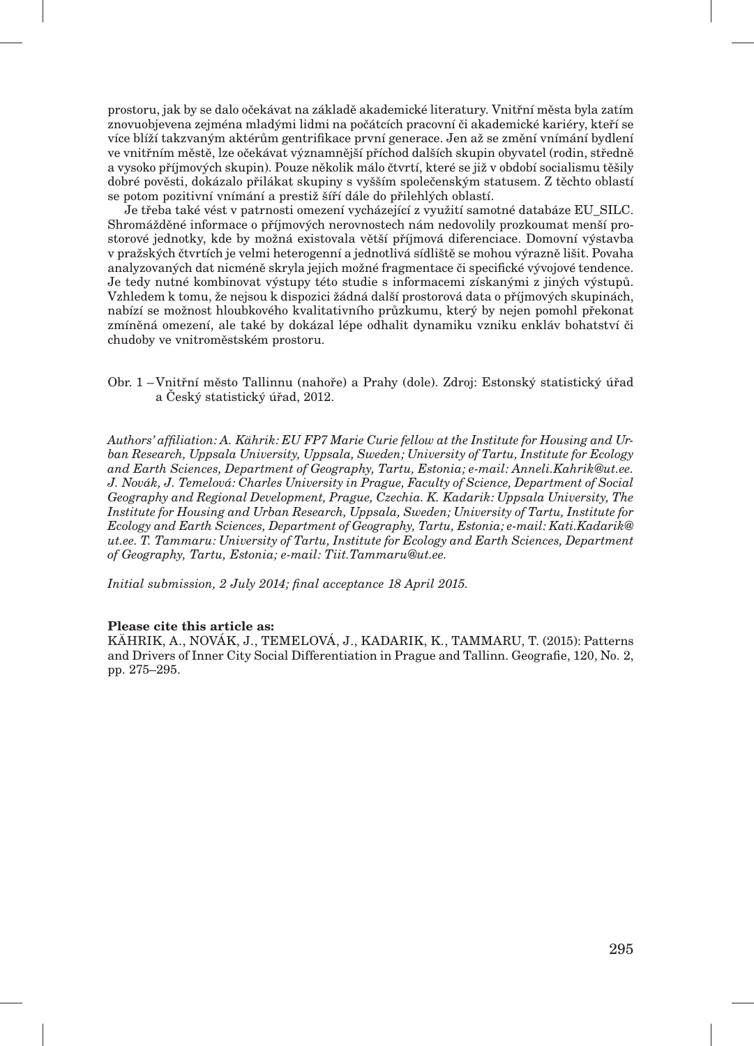prostoru, jak by se dalo očekávat na základě akademické literatury. Vnitřní města byla zatím znovuobjevena zejména mladými lidmi na počátcích pracovní či akademické kariéry, kteří se více blíží takzvaným aktérům gentrifikace první generace. Jen až se změní vnímání bydlení ve vnitřním městě, lze očekávat významnější příchod dalších skupin obyvatel (rodin, středně a vysoko příjmových skupin). Pouze několik málo čtvrtí, které se již v období socialismu těšily dobré pověsti, dokázalo přilákat skupiny s vyšším společenským statusem. Z těchto oblastí se potom pozitivní vnímání a prestiž šíří dále do přilehlých oblastí.

Je třeba také vést v patrnosti omezení vycházející z využití samotné databáze EU_SILC. Shromážděné informace o příjmových nerovnostech nám nedovolily prozkoumat menší prostorové jednotky, kde by možná existovala větší příjmová diferenciace. Domovní výstavba v pražských čtvrtích je velmi heterogenní a jednotlivá sídliště se mohou výrazně lišit. Povaha analyzovaných dat nicméně skryla jejich možné fragmentace či specifické vývojové tendence. Je tedy nutné kombinovat výstupy této studie s informacemi získanými z jiných výstupů. Vzhledem k tomu, že nejsou k dispozici žádná další prostorová data o příjmových skupinách, nabízí se možnost hloubkového kvalitativního průzkumu, který by nejen pomohl překonat zmíněná omezení, ale také by dokázal lépe odhalit dynamiku vzniku enkláv bohatství či chudoby ve vnitroměstském prostoru.

Obr. 1 – Vnitřní město Tallinnu (nahoře) a Prahy (dole). Zdroj: Estonský statistický úřad a Český statistický úřad, 2012.

*Authors' affiliation: A. Kährik: EU FP7 Marie Curie fellow at the Institute for Housing and Urban Research, Uppsala University, Uppsala, Sweden; University of Tartu, Institute for Ecology and Earth Sciences, Department of Geography, Tartu, Estonia; e-mail: Anneli.Kahrik@ut.ee. J. Novák, J. Temelová: Charles University in Prague, Faculty of Science, Department of Social Geography and Regional Development, Prague, Czechia. K. Kadarik: Uppsala University, The Institute for Housing and Urban Research, Uppsala, Sweden; University of Tartu, Institute for Ecology and Earth Sciences, Department of Geography, Tartu, Estonia; e-mail: Kati.Kadarik@ut.ee. T. Tammaru: University of Tartu, Institute for Ecology and Earth Sciences, Department of Geography, Tartu, Estonia; e-mail: Tiit.Tammaru@ut.ee.*

*Initial submission, 2 July 2014; final acceptance 18 April 2015.*

**Please cite this article as:**
KÄHRIK, A., NOVÁK, J., TEMELOVÁ, J., KADARIK, K., TAMMARU, T. (2015): Patterns and Drivers of Inner City Social Differentiation in Prague and Tallinn. Geografie, 120, No. 2, pp. 275–295.